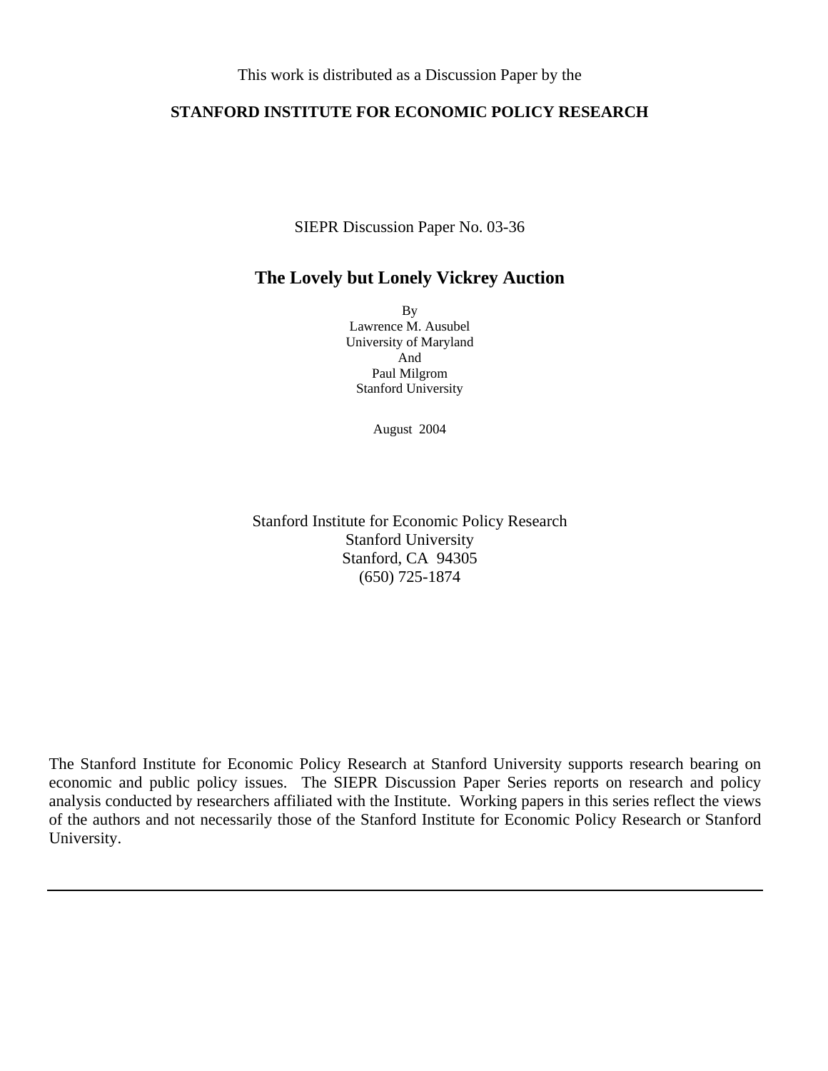This work is distributed as a Discussion Paper by the

**STANFORD INSTITUTE FOR ECONOMIC POLICY RESEARCH**

SIEPR Discussion Paper No. 03-36

# The Lovely but Lonely Vickrey Auction

By
Lawrence M. Ausubel
University of Maryland
And
Paul Milgrom
Stanford University

August 2004

Stanford Institute for Economic Policy Research
Stanford University
Stanford, CA 94305
(650) 725-1874

The Stanford Institute for Economic Policy Research at Stanford University supports research bearing on economic and public policy issues. The SIEPR Discussion Paper Series reports on research and policy analysis conducted by researchers affiliated with the Institute. Working papers in this series reflect the views of the authors and not necessarily those of the Stanford Institute for Economic Policy Research or Stanford University.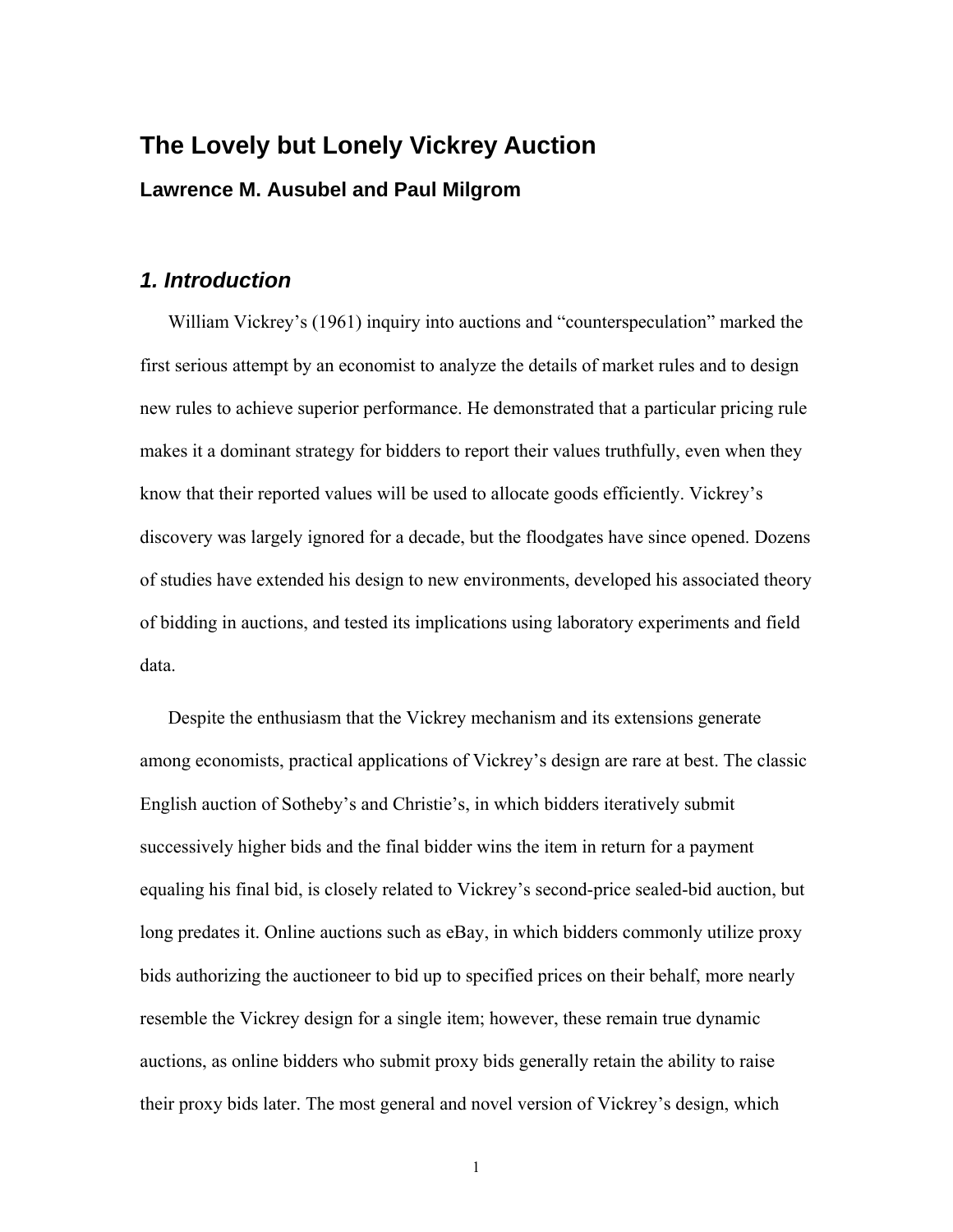# The Lovely but Lonely Vickrey Auction

### Lawrence M. Ausubel and Paul Milgrom

## *1. Introduction*

William Vickrey's (1961) inquiry into auctions and "counterspeculation" marked the first serious attempt by an economist to analyze the details of market rules and to design new rules to achieve superior performance. He demonstrated that a particular pricing rule makes it a dominant strategy for bidders to report their values truthfully, even when they know that their reported values will be used to allocate goods efficiently. Vickrey's discovery was largely ignored for a decade, but the floodgates have since opened. Dozens of studies have extended his design to new environments, developed his associated theory of bidding in auctions, and tested its implications using laboratory experiments and field data.

Despite the enthusiasm that the Vickrey mechanism and its extensions generate among economists, practical applications of Vickrey's design are rare at best. The classic English auction of Sotheby's and Christie's, in which bidders iteratively submit successively higher bids and the final bidder wins the item in return for a payment equaling his final bid, is closely related to Vickrey's second-price sealed-bid auction, but long predates it. Online auctions such as eBay, in which bidders commonly utilize proxy bids authorizing the auctioneer to bid up to specified prices on their behalf, more nearly resemble the Vickrey design for a single item; however, these remain true dynamic auctions, as online bidders who submit proxy bids generally retain the ability to raise their proxy bids later. The most general and novel version of Vickrey's design, which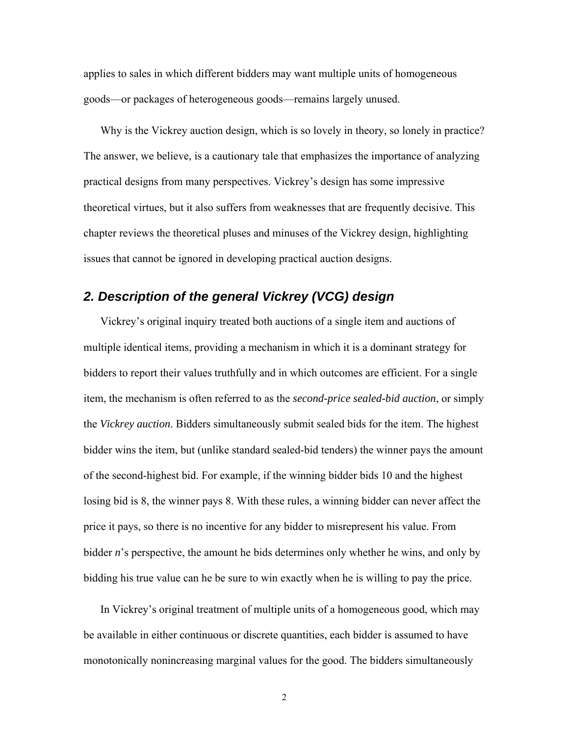applies to sales in which different bidders may want multiple units of homogeneous goods—or packages of heterogeneous goods—remains largely unused.

Why is the Vickrey auction design, which is so lovely in theory, so lonely in practice? The answer, we believe, is a cautionary tale that emphasizes the importance of analyzing practical designs from many perspectives. Vickrey's design has some impressive theoretical virtues, but it also suffers from weaknesses that are frequently decisive. This chapter reviews the theoretical pluses and minuses of the Vickrey design, highlighting issues that cannot be ignored in developing practical auction designs.

## 2. Description of the general Vickrey (VCG) design

Vickrey's original inquiry treated both auctions of a single item and auctions of multiple identical items, providing a mechanism in which it is a dominant strategy for bidders to report their values truthfully and in which outcomes are efficient. For a single item, the mechanism is often referred to as the *second-price sealed-bid auction*, or simply the *Vickrey auction*. Bidders simultaneously submit sealed bids for the item. The highest bidder wins the item, but (unlike standard sealed-bid tenders) the winner pays the amount of the second-highest bid. For example, if the winning bidder bids 10 and the highest losing bid is 8, the winner pays 8. With these rules, a winning bidder can never affect the price it pays, so there is no incentive for any bidder to misrepresent his value. From bidder $n$'s perspective, the amount he bids determines only whether he wins, and only by bidding his true value can he be sure to win exactly when he is willing to pay the price.

In Vickrey's original treatment of multiple units of a homogeneous good, which may be available in either continuous or discrete quantities, each bidder is assumed to have monotonically nonincreasing marginal values for the good. The bidders simultaneously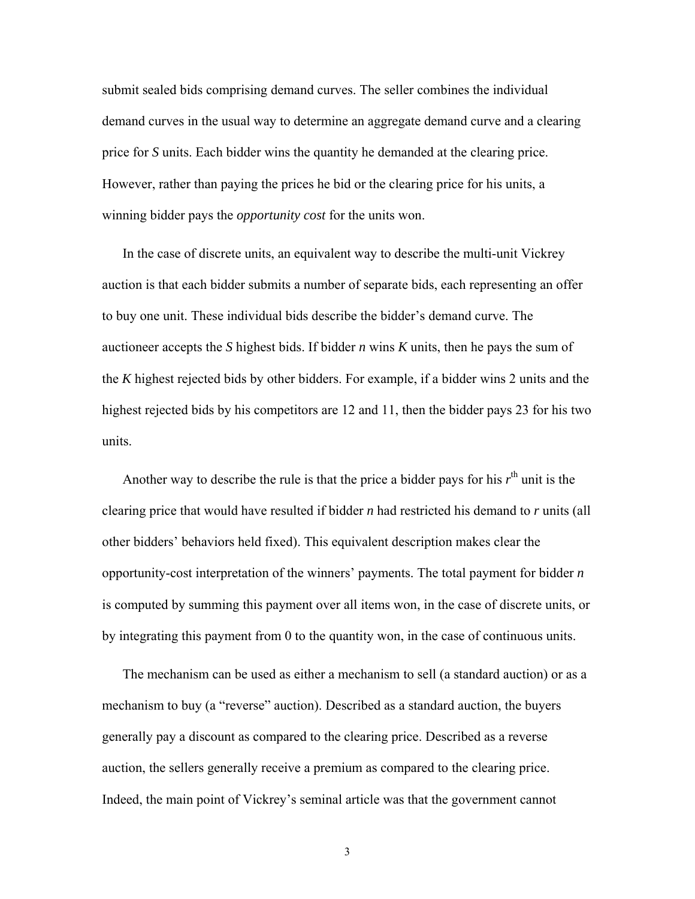submit sealed bids comprising demand curves. The seller combines the individual demand curves in the usual way to determine an aggregate demand curve and a clearing price for $S$ units. Each bidder wins the quantity he demanded at the clearing price. However, rather than paying the prices he bid or the clearing price for his units, a winning bidder pays the *opportunity cost* for the units won.

In the case of discrete units, an equivalent way to describe the multi-unit Vickrey auction is that each bidder submits a number of separate bids, each representing an offer to buy one unit. These individual bids describe the bidder's demand curve. The auctioneer accepts the $S$ highest bids. If bidder $n$ wins $K$ units, then he pays the sum of the $K$ highest rejected bids by other bidders. For example, if a bidder wins 2 units and the highest rejected bids by his competitors are 12 and 11, then the bidder pays 23 for his two units.

Another way to describe the rule is that the price a bidder pays for his $r^{\text{th}}$ unit is the clearing price that would have resulted if bidder $n$ had restricted his demand to $r$ units (all other bidders' behaviors held fixed). This equivalent description makes clear the opportunity-cost interpretation of the winners' payments. The total payment for bidder $n$ is computed by summing this payment over all items won, in the case of discrete units, or by integrating this payment from 0 to the quantity won, in the case of continuous units.

The mechanism can be used as either a mechanism to sell (a standard auction) or as a mechanism to buy (a "reverse" auction). Described as a standard auction, the buyers generally pay a discount as compared to the clearing price. Described as a reverse auction, the sellers generally receive a premium as compared to the clearing price. Indeed, the main point of Vickrey's seminal article was that the government cannot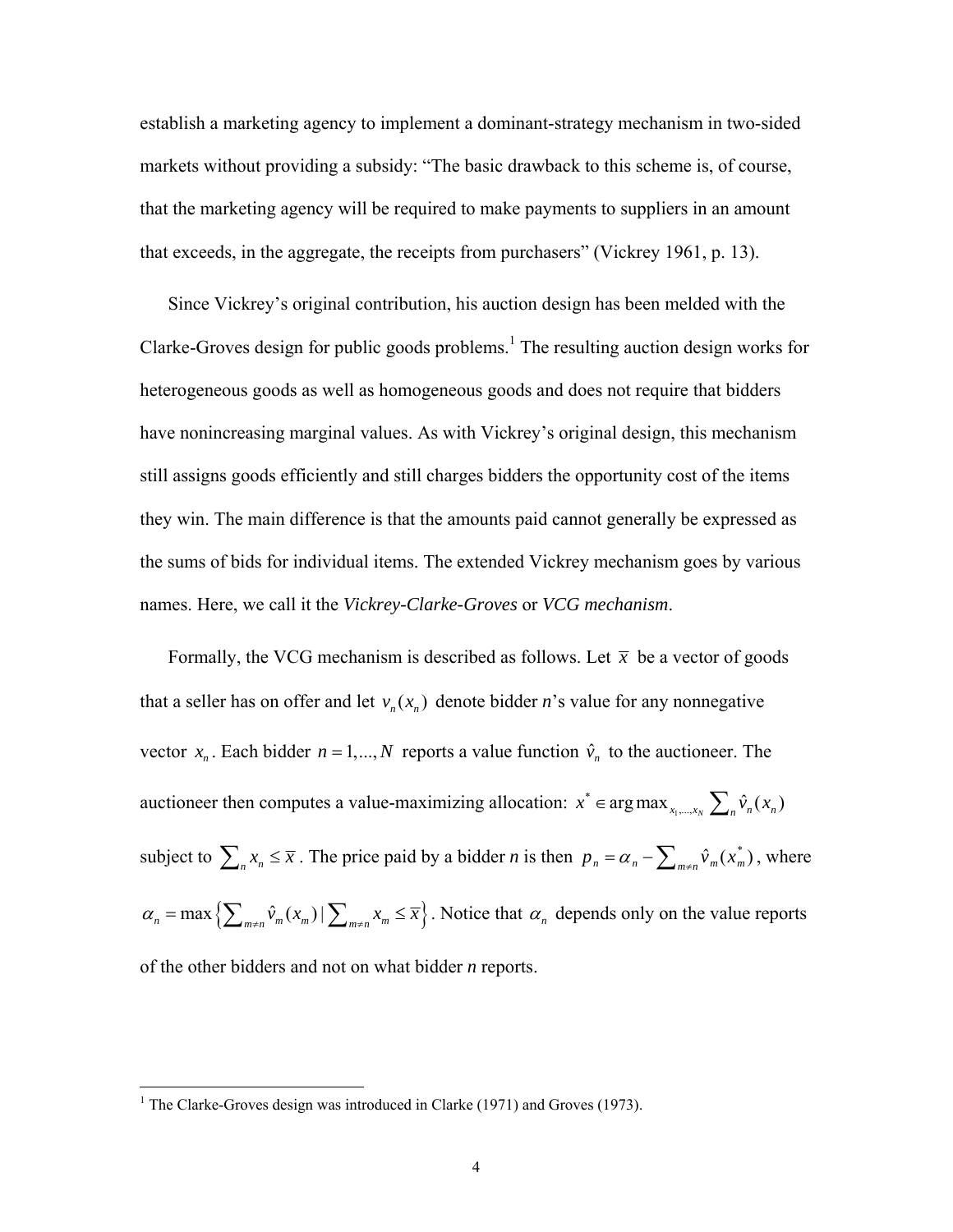establish a marketing agency to implement a dominant-strategy mechanism in two-sided markets without providing a subsidy: "The basic drawback to this scheme is, of course, that the marketing agency will be required to make payments to suppliers in an amount that exceeds, in the aggregate, the receipts from purchasers" (Vickrey 1961, p. 13).

Since Vickrey's original contribution, his auction design has been melded with the Clarke-Groves design for public goods problems.[1] The resulting auction design works for heterogeneous goods as well as homogeneous goods and does not require that bidders have nonincreasing marginal values. As with Vickrey's original design, this mechanism still assigns goods efficiently and still charges bidders the opportunity cost of the items they win. The main difference is that the amounts paid cannot generally be expressed as the sums of bids for individual items. The extended Vickrey mechanism goes by various names. Here, we call it the *Vickrey-Clarke-Groves* or *VCG mechanism*.

Formally, the VCG mechanism is described as follows. Let $\bar{x}$ be a vector of goods that a seller has on offer and let $v_n(x_n)$ denote bidder *n*'s value for any nonnegative vector $x_n$. Each bidder $n = 1,...,N$ reports a value function $\hat{v}_n$ to the auctioneer. The auctioneer then computes a value-maximizing allocation: $x^* \in \arg\max_{x_1,...,x_N} \sum_n \hat{v}_n(x_n)$ subject to $\sum_n x_n \leq \bar{x}$. The price paid by a bidder *n* is then $p_n = \alpha_n - \sum_{m \neq n} \hat{v}_m(x_m^*)$, where $\alpha_n = \max\left\{\sum_{m \neq n} \hat{v}_m(x_m) \mid \sum_{m \neq n} x_m \leq \bar{x}\right\}$. Notice that $\alpha_n$ depends only on the value reports of the other bidders and not on what bidder *n* reports.

[1] The Clarke-Groves design was introduced in Clarke (1971) and Groves (1973).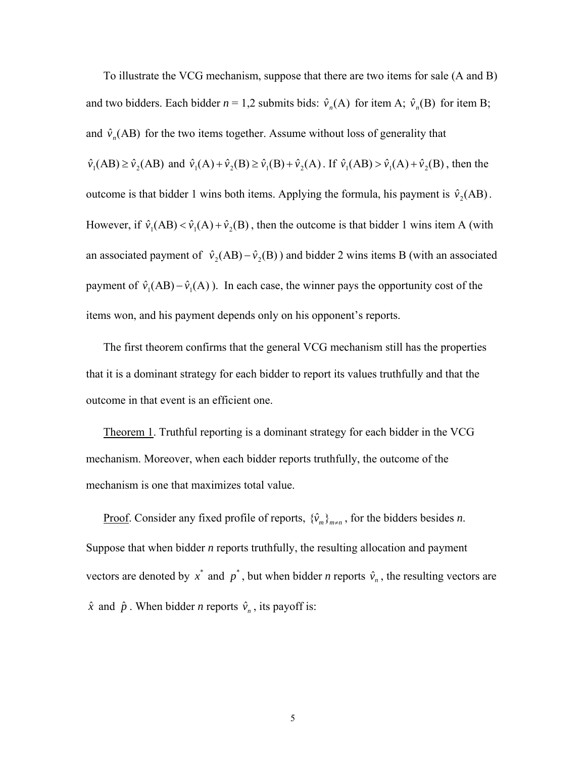To illustrate the VCG mechanism, suppose that there are two items for sale (A and B) and two bidders. Each bidder $n = 1,2$ submits bids: $\hat{v}_n(\text{A})$ for item A; $\hat{v}_n(\text{B})$ for item B; and $\hat{v}_n(\text{AB})$ for the two items together. Assume without loss of generality that $\hat{v}_1(\text{AB}) \geq \hat{v}_2(\text{AB})$ and $\hat{v}_1(\text{A}) + \hat{v}_2(\text{B}) \geq \hat{v}_1(\text{B}) + \hat{v}_2(\text{A})$. If $\hat{v}_1(\text{AB}) > \hat{v}_1(\text{A}) + \hat{v}_2(\text{B})$, then the outcome is that bidder 1 wins both items. Applying the formula, his payment is $\hat{v}_2(\text{AB})$. However, if $\hat{v}_1(\text{AB}) < \hat{v}_1(\text{A}) + \hat{v}_2(\text{B})$, then the outcome is that bidder 1 wins item A (with an associated payment of $\hat{v}_2(\text{AB}) - \hat{v}_2(\text{B})$) and bidder 2 wins items B (with an associated payment of $\hat{v}_1(\text{AB}) - \hat{v}_1(\text{A})$). In each case, the winner pays the opportunity cost of the items won, and his payment depends only on his opponent's reports.

The first theorem confirms that the general VCG mechanism still has the properties that it is a dominant strategy for each bidder to report its values truthfully and that the outcome in that event is an efficient one.

Theorem 1. Truthful reporting is a dominant strategy for each bidder in the VCG mechanism. Moreover, when each bidder reports truthfully, the outcome of the mechanism is one that maximizes total value.

Proof. Consider any fixed profile of reports, $\{\hat{v}_m\}_{m \neq n}$, for the bidders besides *n*. Suppose that when bidder *n* reports truthfully, the resulting allocation and payment vectors are denoted by $x^*$ and $p^*$, but when bidder *n* reports $\hat{v}_n$, the resulting vectors are $\hat{x}$ and $\hat{p}$. When bidder *n* reports $\hat{v}_n$, its payoff is: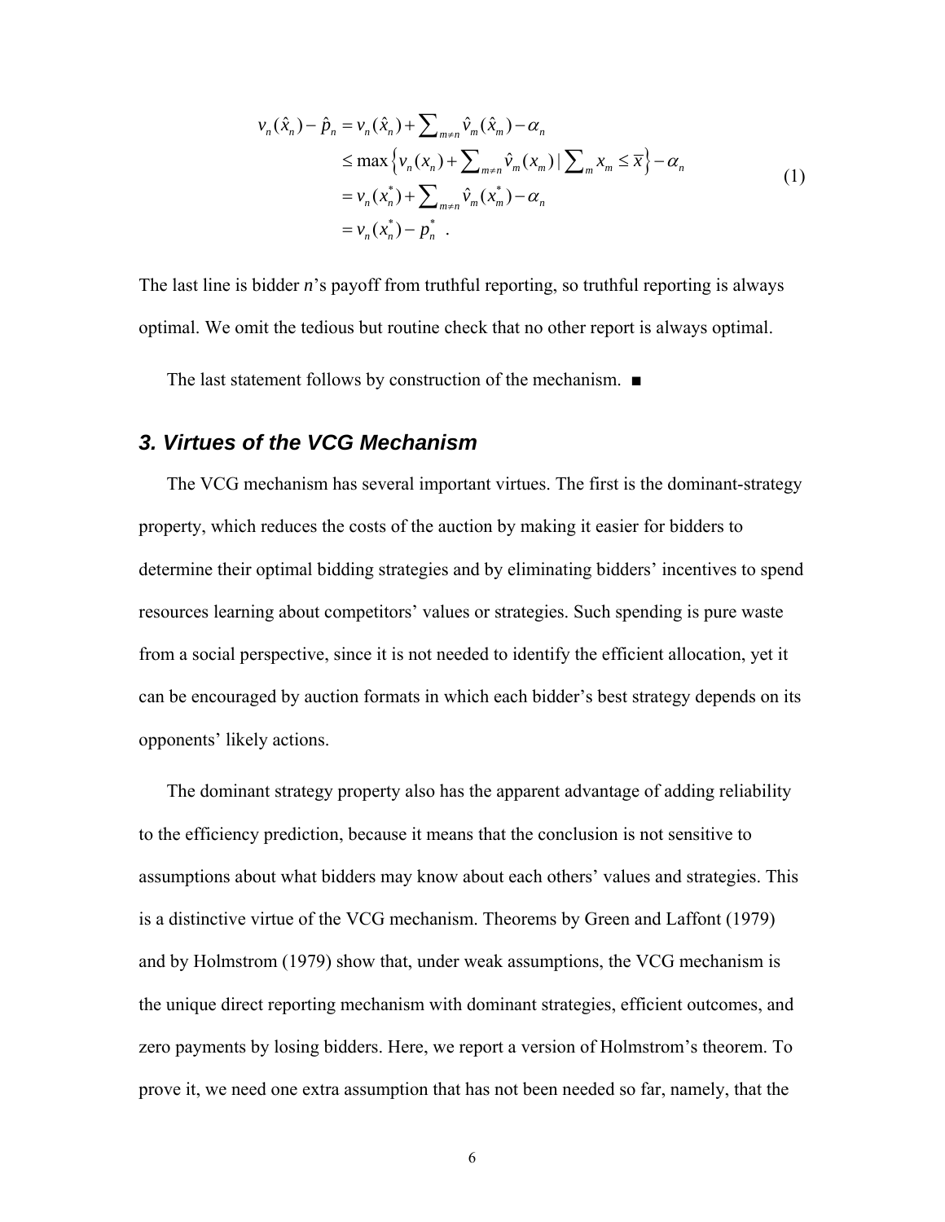$$
\begin{aligned}
v_n(\hat{x}_n) - \hat{p}_n &= v_n(\hat{x}_n) + \sum\nolimits_{m \neq n} \hat{v}_m(\hat{x}_m) - \alpha_n \\
&\leq \max\left\{ v_n(x_n) + \sum\nolimits_{m \neq n} \hat{v}_m(x_m) \mid \sum\nolimits_m x_m \leq \overline{x} \right\} - \alpha_n \\
&= v_n(x_n^*) + \sum\nolimits_{m \neq n} \hat{v}_m(x_m^*) - \alpha_n \\
&= v_n(x_n^*) - p_n^* \;\; .
\end{aligned}
\tag{1}
$$

The last line is bidder $n$'s payoff from truthful reporting, so truthful reporting is always optimal. We omit the tedious but routine check that no other report is always optimal.

The last statement follows by construction of the mechanism. ■

## 3. Virtues of the VCG Mechanism

The VCG mechanism has several important virtues. The first is the dominant-strategy property, which reduces the costs of the auction by making it easier for bidders to determine their optimal bidding strategies and by eliminating bidders' incentives to spend resources learning about competitors' values or strategies. Such spending is pure waste from a social perspective, since it is not needed to identify the efficient allocation, yet it can be encouraged by auction formats in which each bidder's best strategy depends on its opponents' likely actions.

The dominant strategy property also has the apparent advantage of adding reliability to the efficiency prediction, because it means that the conclusion is not sensitive to assumptions about what bidders may know about each others' values and strategies. This is a distinctive virtue of the VCG mechanism. Theorems by Green and Laffont (1979) and by Holmstrom (1979) show that, under weak assumptions, the VCG mechanism is the unique direct reporting mechanism with dominant strategies, efficient outcomes, and zero payments by losing bidders. Here, we report a version of Holmstrom's theorem. To prove it, we need one extra assumption that has not been needed so far, namely, that the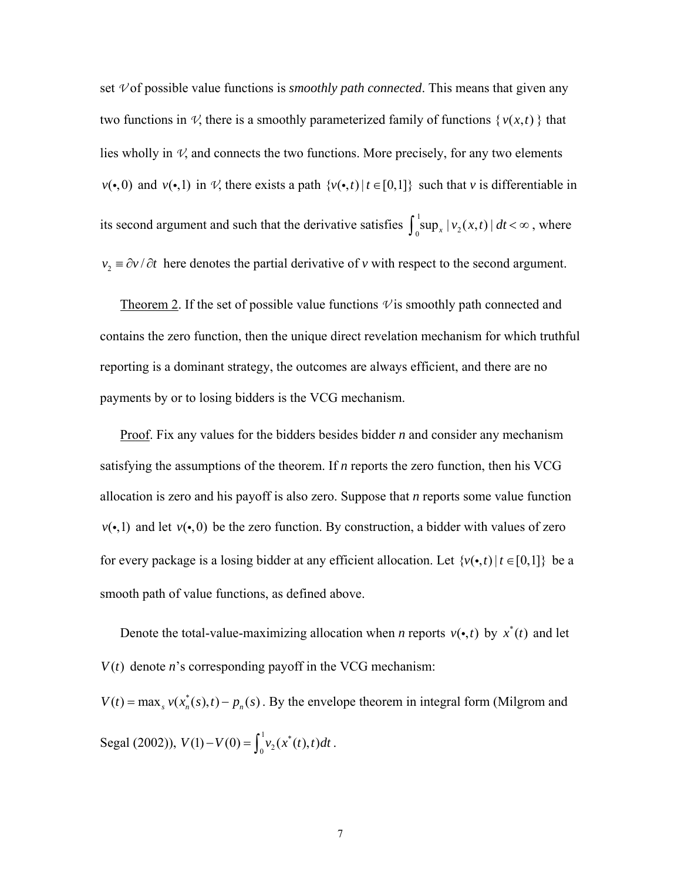set $\mathcal{V}$ of possible value functions is *smoothly path connected*. This means that given any two functions in $\mathcal{V}$, there is a smoothly parameterized family of functions $\{v(x,t)\}$ that lies wholly in $\mathcal{V}$, and connects the two functions. More precisely, for any two elements $v(\bullet,0)$ and $v(\bullet,1)$ in $\mathcal{V}$, there exists a path $\{v(\bullet,t) \mid t \in [0,1]\}$ such that $v$ is differentiable in its second argument and such that the derivative satisfies $\int_0^1 \sup_x |v_2(x,t)|\,dt < \infty$, where $v_2 \equiv \partial v / \partial t$ here denotes the partial derivative of $v$ with respect to the second argument.

Theorem 2. If the set of possible value functions $\mathcal{V}$ is smoothly path connected and contains the zero function, then the unique direct revelation mechanism for which truthful reporting is a dominant strategy, the outcomes are always efficient, and there are no payments by or to losing bidders is the VCG mechanism.

Proof. Fix any values for the bidders besides bidder $n$ and consider any mechanism satisfying the assumptions of the theorem. If $n$ reports the zero function, then his VCG allocation is zero and his payoff is also zero. Suppose that $n$ reports some value function $v(\bullet,1)$ and let $v(\bullet,0)$ be the zero function. By construction, a bidder with values of zero for every package is a losing bidder at any efficient allocation. Let $\{v(\bullet,t) \mid t \in [0,1]\}$ be a smooth path of value functions, as defined above.

Denote the total-value-maximizing allocation when $n$ reports $v(\bullet,t)$ by $x^*(t)$ and let $V(t)$ denote $n$'s corresponding payoff in the VCG mechanism: $V(t) = \max_s v(x_n^*(s),t) - p_n(s)$. By the envelope theorem in integral form (Milgrom and Segal (2002)), $V(1) - V(0) = \int_0^1 v_2(x^*(t),t)\,dt$.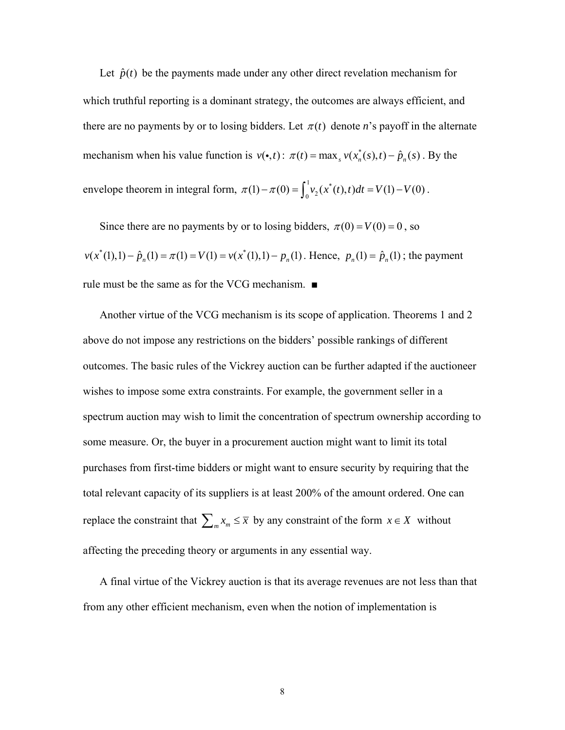Let $\hat{p}(t)$ be the payments made under any other direct revelation mechanism for which truthful reporting is a dominant strategy, the outcomes are always efficient, and there are no payments by or to losing bidders. Let $\pi(t)$ denote *n*'s payoff in the alternate mechanism when his value function is $v(\bullet,t)$: $\pi(t) = \max_s v(x_n^*(s),t) - \hat{p}_n(s)$. By the envelope theorem in integral form, $\pi(1) - \pi(0) = \int_0^1 v_2(x^*(t),t)dt = V(1) - V(0)$.

Since there are no payments by or to losing bidders, $\pi(0) = V(0) = 0$, so $v(x^*(1),1) - \hat{p}_n(1) = \pi(1) = V(1) = v(x^*(1),1) - p_n(1)$. Hence, $p_n(1) = \hat{p}_n(1)$; the payment rule must be the same as for the VCG mechanism. ■

Another virtue of the VCG mechanism is its scope of application. Theorems 1 and 2 above do not impose any restrictions on the bidders' possible rankings of different outcomes. The basic rules of the Vickrey auction can be further adapted if the auctioneer wishes to impose some extra constraints. For example, the government seller in a spectrum auction may wish to limit the concentration of spectrum ownership according to some measure. Or, the buyer in a procurement auction might want to limit its total purchases from first-time bidders or might want to ensure security by requiring that the total relevant capacity of its suppliers is at least 200% of the amount ordered. One can replace the constraint that $\sum_m x_m \le \bar{x}$ by any constraint of the form $x \in X$ without affecting the preceding theory or arguments in any essential way.

A final virtue of the Vickrey auction is that its average revenues are not less than that from any other efficient mechanism, even when the notion of implementation is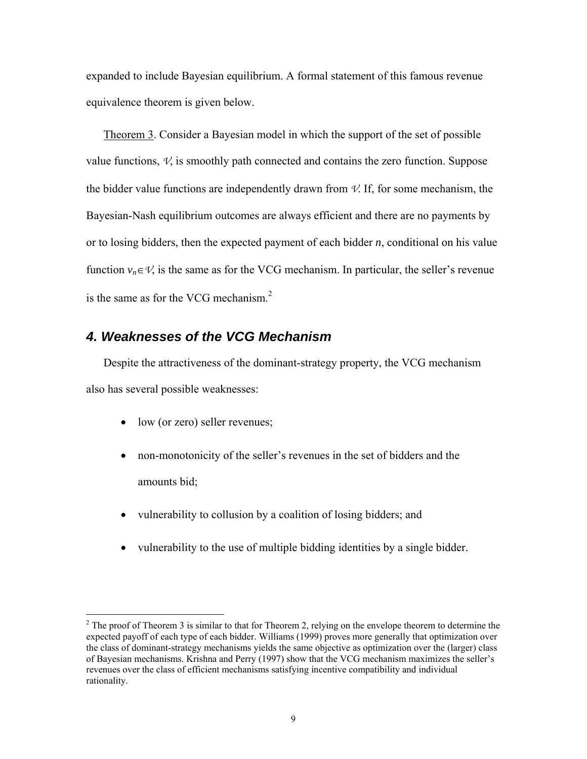expanded to include Bayesian equilibrium. A formal statement of this famous revenue equivalence theorem is given below.

Theorem 3. Consider a Bayesian model in which the support of the set of possible value functions, $\mathcal{V}$, is smoothly path connected and contains the zero function. Suppose the bidder value functions are independently drawn from $\mathcal{V}$. If, for some mechanism, the Bayesian-Nash equilibrium outcomes are always efficient and there are no payments by or to losing bidders, then the expected payment of each bidder *n*, conditional on his value function $v_n \in \mathcal{V}$, is the same as for the VCG mechanism. In particular, the seller's revenue is the same as for the VCG mechanism.[2]

## *4. Weaknesses of the VCG Mechanism*

Despite the attractiveness of the dominant-strategy property, the VCG mechanism also has several possible weaknesses:

- low (or zero) seller revenues;
- non-monotonicity of the seller's revenues in the set of bidders and the amounts bid;
- vulnerability to collusion by a coalition of losing bidders; and
- vulnerability to the use of multiple bidding identities by a single bidder.

[2] The proof of Theorem 3 is similar to that for Theorem 2, relying on the envelope theorem to determine the expected payoff of each type of each bidder. Williams (1999) proves more generally that optimization over the class of dominant-strategy mechanisms yields the same objective as optimization over the (larger) class of Bayesian mechanisms. Krishna and Perry (1997) show that the VCG mechanism maximizes the seller's revenues over the class of efficient mechanisms satisfying incentive compatibility and individual rationality.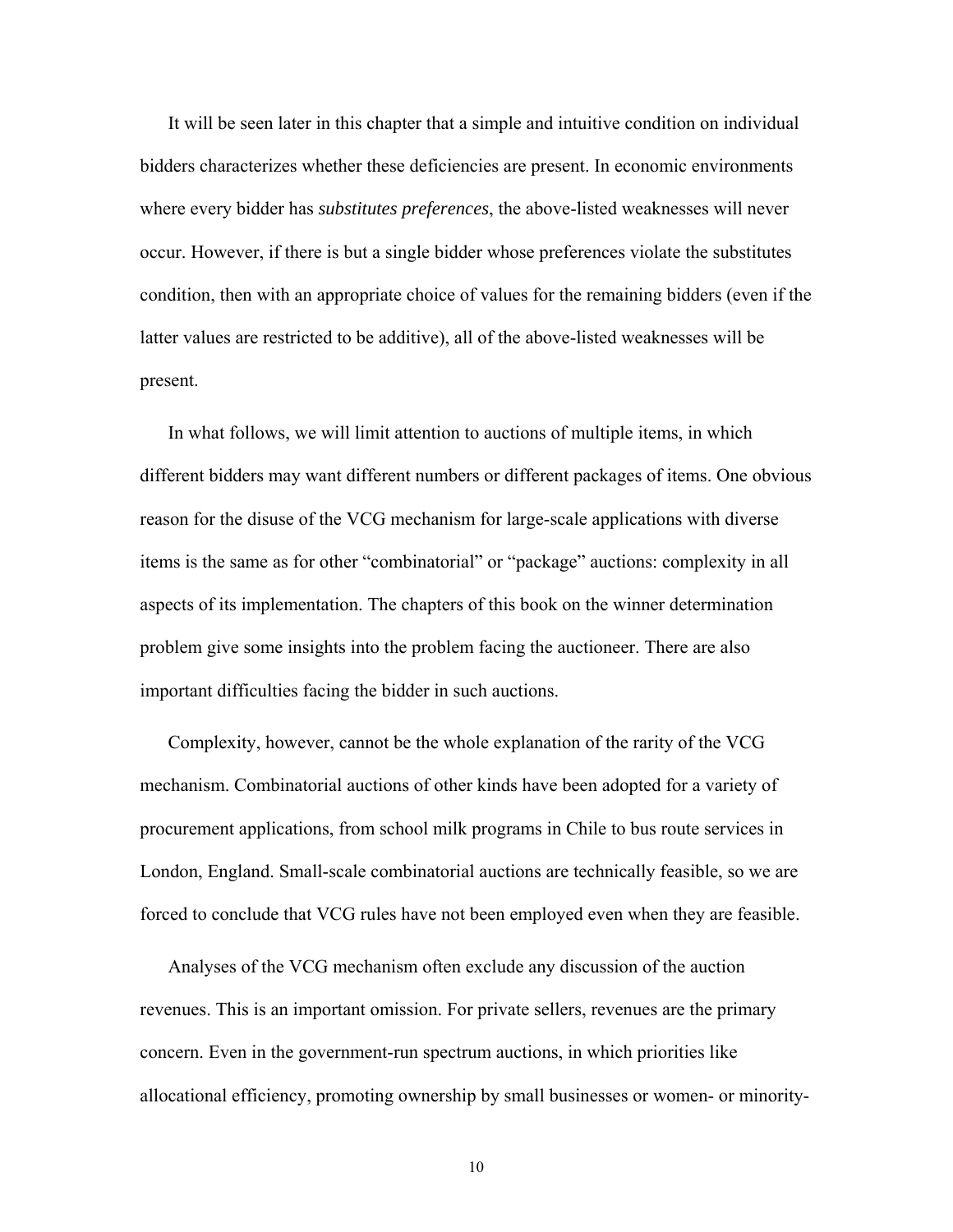It will be seen later in this chapter that a simple and intuitive condition on individual bidders characterizes whether these deficiencies are present. In economic environments where every bidder has *substitutes preferences*, the above-listed weaknesses will never occur. However, if there is but a single bidder whose preferences violate the substitutes condition, then with an appropriate choice of values for the remaining bidders (even if the latter values are restricted to be additive), all of the above-listed weaknesses will be present.

In what follows, we will limit attention to auctions of multiple items, in which different bidders may want different numbers or different packages of items. One obvious reason for the disuse of the VCG mechanism for large-scale applications with diverse items is the same as for other "combinatorial" or "package" auctions: complexity in all aspects of its implementation. The chapters of this book on the winner determination problem give some insights into the problem facing the auctioneer. There are also important difficulties facing the bidder in such auctions.

Complexity, however, cannot be the whole explanation of the rarity of the VCG mechanism. Combinatorial auctions of other kinds have been adopted for a variety of procurement applications, from school milk programs in Chile to bus route services in London, England. Small-scale combinatorial auctions are technically feasible, so we are forced to conclude that VCG rules have not been employed even when they are feasible.

Analyses of the VCG mechanism often exclude any discussion of the auction revenues. This is an important omission. For private sellers, revenues are the primary concern. Even in the government-run spectrum auctions, in which priorities like allocational efficiency, promoting ownership by small businesses or women- or minority-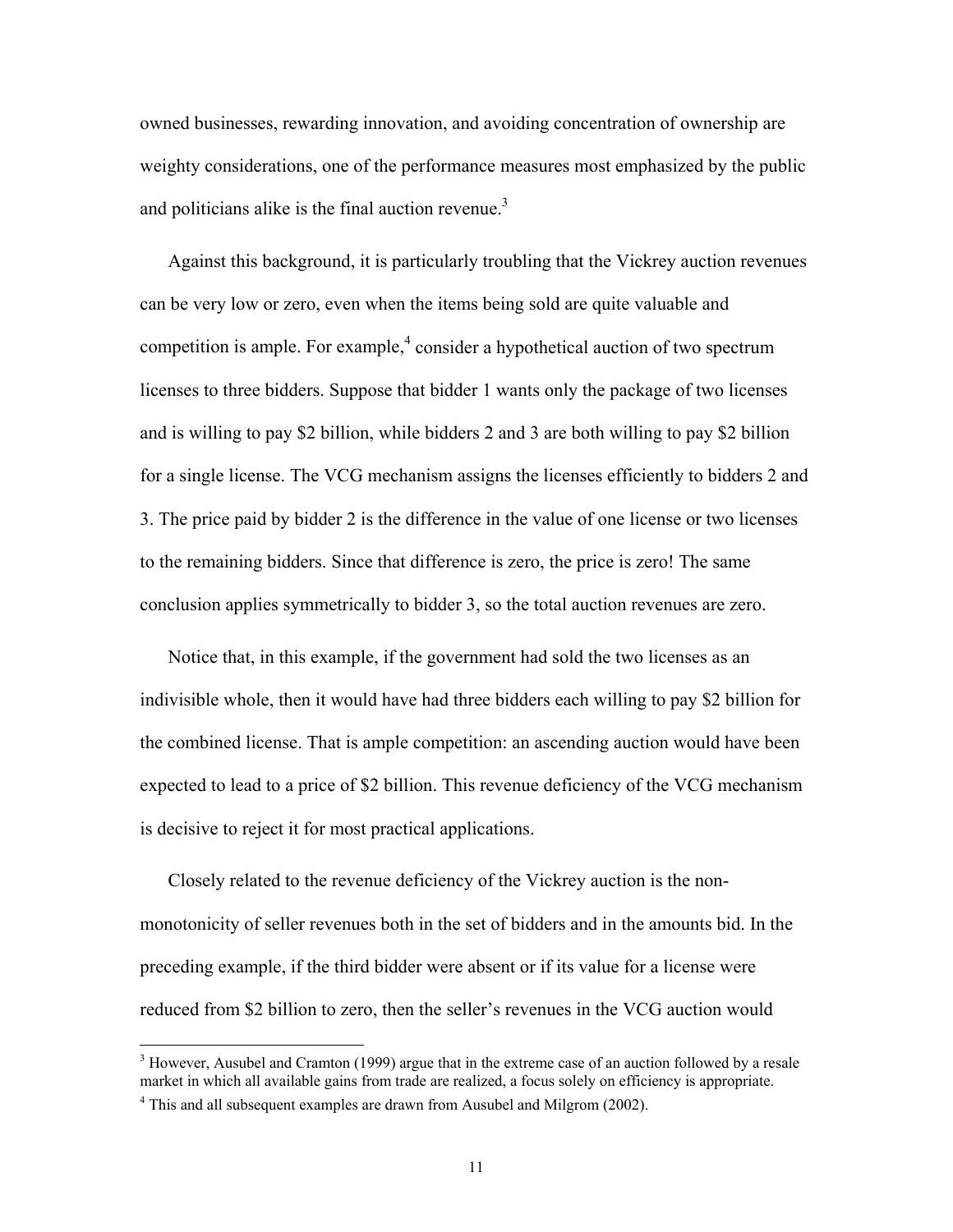owned businesses, rewarding innovation, and avoiding concentration of ownership are weighty considerations, one of the performance measures most emphasized by the public and politicians alike is the final auction revenue.[3]

Against this background, it is particularly troubling that the Vickrey auction revenues can be very low or zero, even when the items being sold are quite valuable and competition is ample. For example,[4] consider a hypothetical auction of two spectrum licenses to three bidders. Suppose that bidder 1 wants only the package of two licenses and is willing to pay $2 billion, while bidders 2 and 3 are both willing to pay $2 billion for a single license. The VCG mechanism assigns the licenses efficiently to bidders 2 and 3. The price paid by bidder 2 is the difference in the value of one license or two licenses to the remaining bidders. Since that difference is zero, the price is zero! The same conclusion applies symmetrically to bidder 3, so the total auction revenues are zero.

Notice that, in this example, if the government had sold the two licenses as an indivisible whole, then it would have had three bidders each willing to pay $2 billion for the combined license. That is ample competition: an ascending auction would have been expected to lead to a price of $2 billion. This revenue deficiency of the VCG mechanism is decisive to reject it for most practical applications.

Closely related to the revenue deficiency of the Vickrey auction is the non-monotonicity of seller revenues both in the set of bidders and in the amounts bid. In the preceding example, if the third bidder were absent or if its value for a license were reduced from $2 billion to zero, then the seller's revenues in the VCG auction would

[3] However, Ausubel and Cramton (1999) argue that in the extreme case of an auction followed by a resale market in which all available gains from trade are realized, a focus solely on efficiency is appropriate.

[4] This and all subsequent examples are drawn from Ausubel and Milgrom (2002).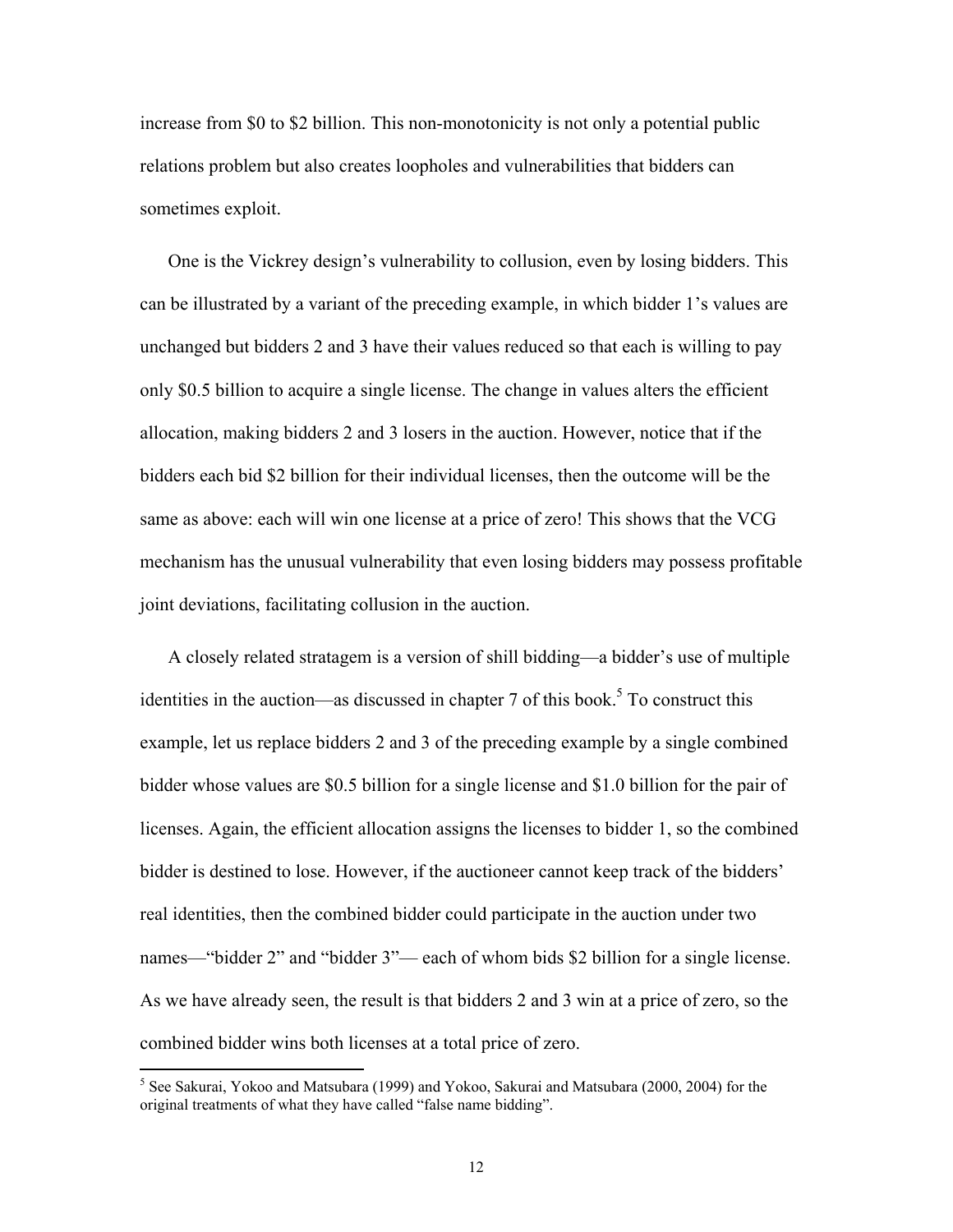increase from \$0 to \$2 billion. This non-monotonicity is not only a potential public relations problem but also creates loopholes and vulnerabilities that bidders can sometimes exploit.

One is the Vickrey design's vulnerability to collusion, even by losing bidders. This can be illustrated by a variant of the preceding example, in which bidder 1's values are unchanged but bidders 2 and 3 have their values reduced so that each is willing to pay only \$0.5 billion to acquire a single license. The change in values alters the efficient allocation, making bidders 2 and 3 losers in the auction. However, notice that if the bidders each bid \$2 billion for their individual licenses, then the outcome will be the same as above: each will win one license at a price of zero! This shows that the VCG mechanism has the unusual vulnerability that even losing bidders may possess profitable joint deviations, facilitating collusion in the auction.

A closely related stratagem is a version of shill bidding—a bidder's use of multiple identities in the auction—as discussed in chapter 7 of this book.[5] To construct this example, let us replace bidders 2 and 3 of the preceding example by a single combined bidder whose values are \$0.5 billion for a single license and \$1.0 billion for the pair of licenses. Again, the efficient allocation assigns the licenses to bidder 1, so the combined bidder is destined to lose. However, if the auctioneer cannot keep track of the bidders' real identities, then the combined bidder could participate in the auction under two names—"bidder 2" and "bidder 3"— each of whom bids \$2 billion for a single license. As we have already seen, the result is that bidders 2 and 3 win at a price of zero, so the combined bidder wins both licenses at a total price of zero.

[5] See Sakurai, Yokoo and Matsubara (1999) and Yokoo, Sakurai and Matsubara (2000, 2004) for the original treatments of what they have called "false name bidding".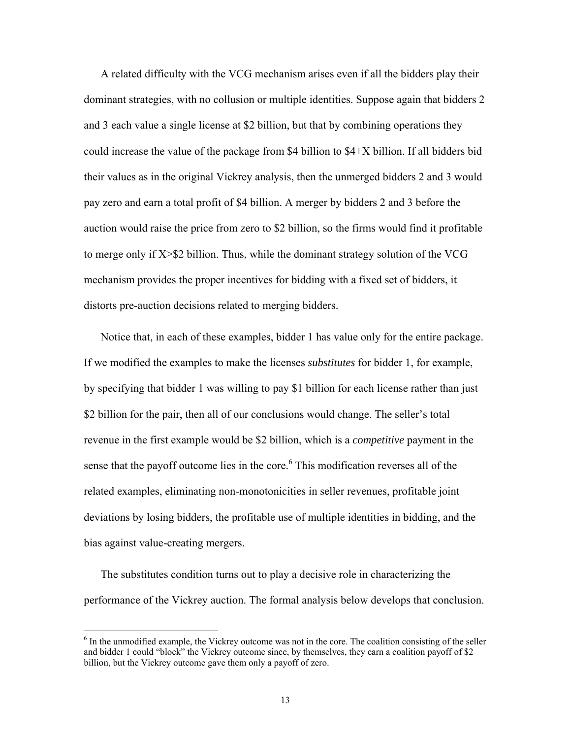A related difficulty with the VCG mechanism arises even if all the bidders play their dominant strategies, with no collusion or multiple identities. Suppose again that bidders 2 and 3 each value a single license at \$2 billion, but that by combining operations they could increase the value of the package from \$4 billion to \$4+X billion. If all bidders bid their values as in the original Vickrey analysis, then the unmerged bidders 2 and 3 would pay zero and earn a total profit of \$4 billion. A merger by bidders 2 and 3 before the auction would raise the price from zero to \$2 billion, so the firms would find it profitable to merge only if X>\$2 billion. Thus, while the dominant strategy solution of the VCG mechanism provides the proper incentives for bidding with a fixed set of bidders, it distorts pre-auction decisions related to merging bidders.

Notice that, in each of these examples, bidder 1 has value only for the entire package. If we modified the examples to make the licenses *substitutes* for bidder 1, for example, by specifying that bidder 1 was willing to pay \$1 billion for each license rather than just \$2 billion for the pair, then all of our conclusions would change. The seller's total revenue in the first example would be \$2 billion, which is a *competitive* payment in the sense that the payoff outcome lies in the core.[6] This modification reverses all of the related examples, eliminating non-monotonicities in seller revenues, profitable joint deviations by losing bidders, the profitable use of multiple identities in bidding, and the bias against value-creating mergers.

The substitutes condition turns out to play a decisive role in characterizing the performance of the Vickrey auction. The formal analysis below develops that conclusion.

---

[6] In the unmodified example, the Vickrey outcome was not in the core. The coalition consisting of the seller and bidder 1 could "block" the Vickrey outcome since, by themselves, they earn a coalition payoff of \$2 billion, but the Vickrey outcome gave them only a payoff of zero.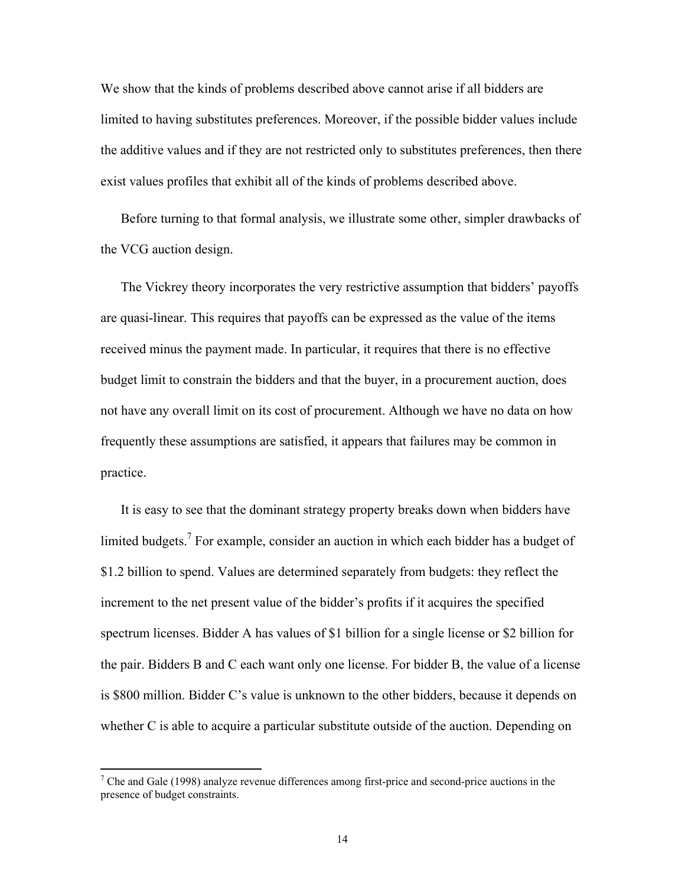We show that the kinds of problems described above cannot arise if all bidders are limited to having substitutes preferences. Moreover, if the possible bidder values include the additive values and if they are not restricted only to substitutes preferences, then there exist values profiles that exhibit all of the kinds of problems described above.

Before turning to that formal analysis, we illustrate some other, simpler drawbacks of the VCG auction design.

The Vickrey theory incorporates the very restrictive assumption that bidders' payoffs are quasi-linear. This requires that payoffs can be expressed as the value of the items received minus the payment made. In particular, it requires that there is no effective budget limit to constrain the bidders and that the buyer, in a procurement auction, does not have any overall limit on its cost of procurement. Although we have no data on how frequently these assumptions are satisfied, it appears that failures may be common in practice.

It is easy to see that the dominant strategy property breaks down when bidders have limited budgets.[7] For example, consider an auction in which each bidder has a budget of \$1.2 billion to spend. Values are determined separately from budgets: they reflect the increment to the net present value of the bidder's profits if it acquires the specified spectrum licenses. Bidder A has values of \$1 billion for a single license or \$2 billion for the pair. Bidders B and C each want only one license. For bidder B, the value of a license is \$800 million. Bidder C's value is unknown to the other bidders, because it depends on whether C is able to acquire a particular substitute outside of the auction. Depending on

[7] Che and Gale (1998) analyze revenue differences among first-price and second-price auctions in the presence of budget constraints.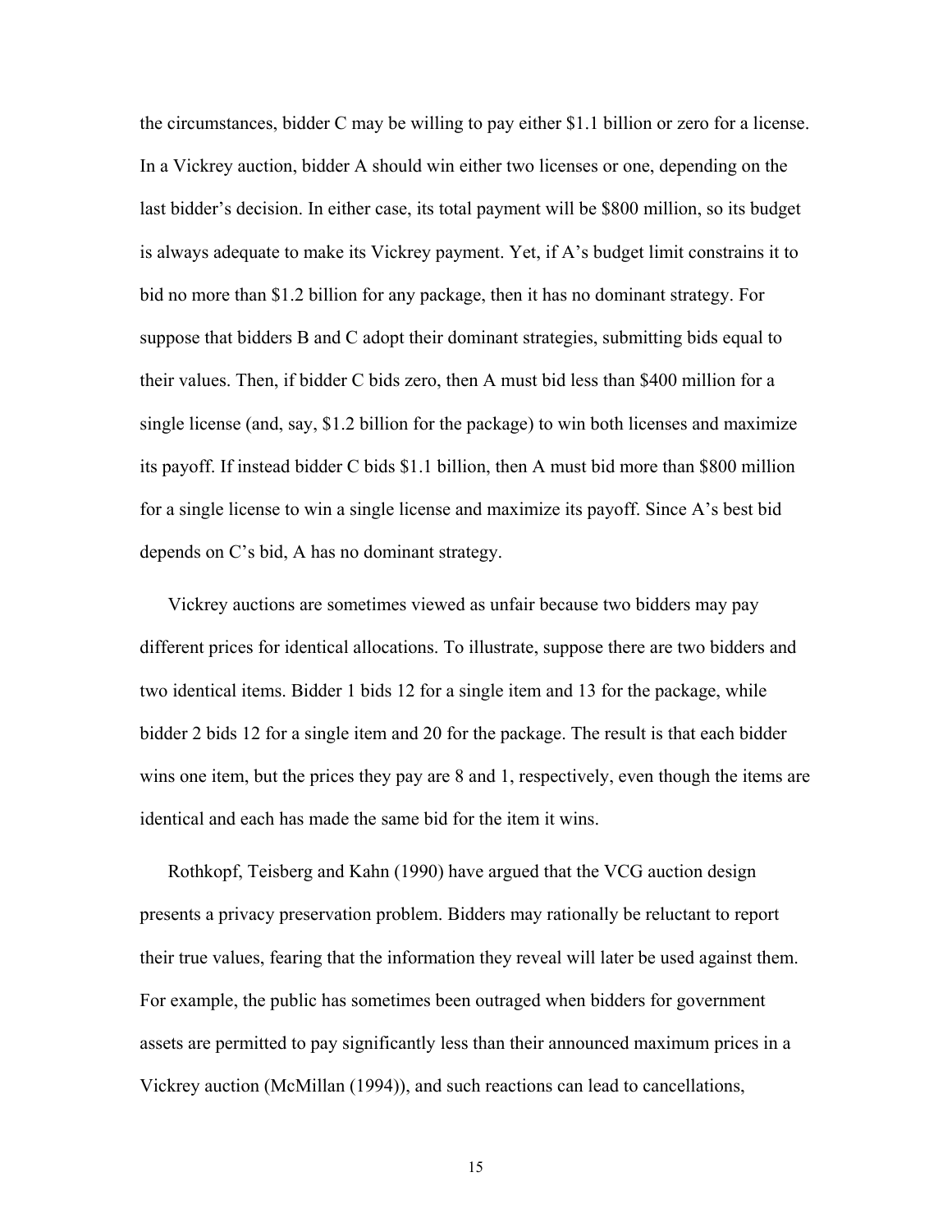the circumstances, bidder C may be willing to pay either \$1.1 billion or zero for a license. In a Vickrey auction, bidder A should win either two licenses or one, depending on the last bidder's decision. In either case, its total payment will be \$800 million, so its budget is always adequate to make its Vickrey payment. Yet, if A's budget limit constrains it to bid no more than \$1.2 billion for any package, then it has no dominant strategy. For suppose that bidders B and C adopt their dominant strategies, submitting bids equal to their values. Then, if bidder C bids zero, then A must bid less than \$400 million for a single license (and, say, \$1.2 billion for the package) to win both licenses and maximize its payoff. If instead bidder C bids \$1.1 billion, then A must bid more than \$800 million for a single license to win a single license and maximize its payoff. Since A's best bid depends on C's bid, A has no dominant strategy.

Vickrey auctions are sometimes viewed as unfair because two bidders may pay different prices for identical allocations. To illustrate, suppose there are two bidders and two identical items. Bidder 1 bids 12 for a single item and 13 for the package, while bidder 2 bids 12 for a single item and 20 for the package. The result is that each bidder wins one item, but the prices they pay are 8 and 1, respectively, even though the items are identical and each has made the same bid for the item it wins.

Rothkopf, Teisberg and Kahn (1990) have argued that the VCG auction design presents a privacy preservation problem. Bidders may rationally be reluctant to report their true values, fearing that the information they reveal will later be used against them. For example, the public has sometimes been outraged when bidders for government assets are permitted to pay significantly less than their announced maximum prices in a Vickrey auction (McMillan (1994)), and such reactions can lead to cancellations,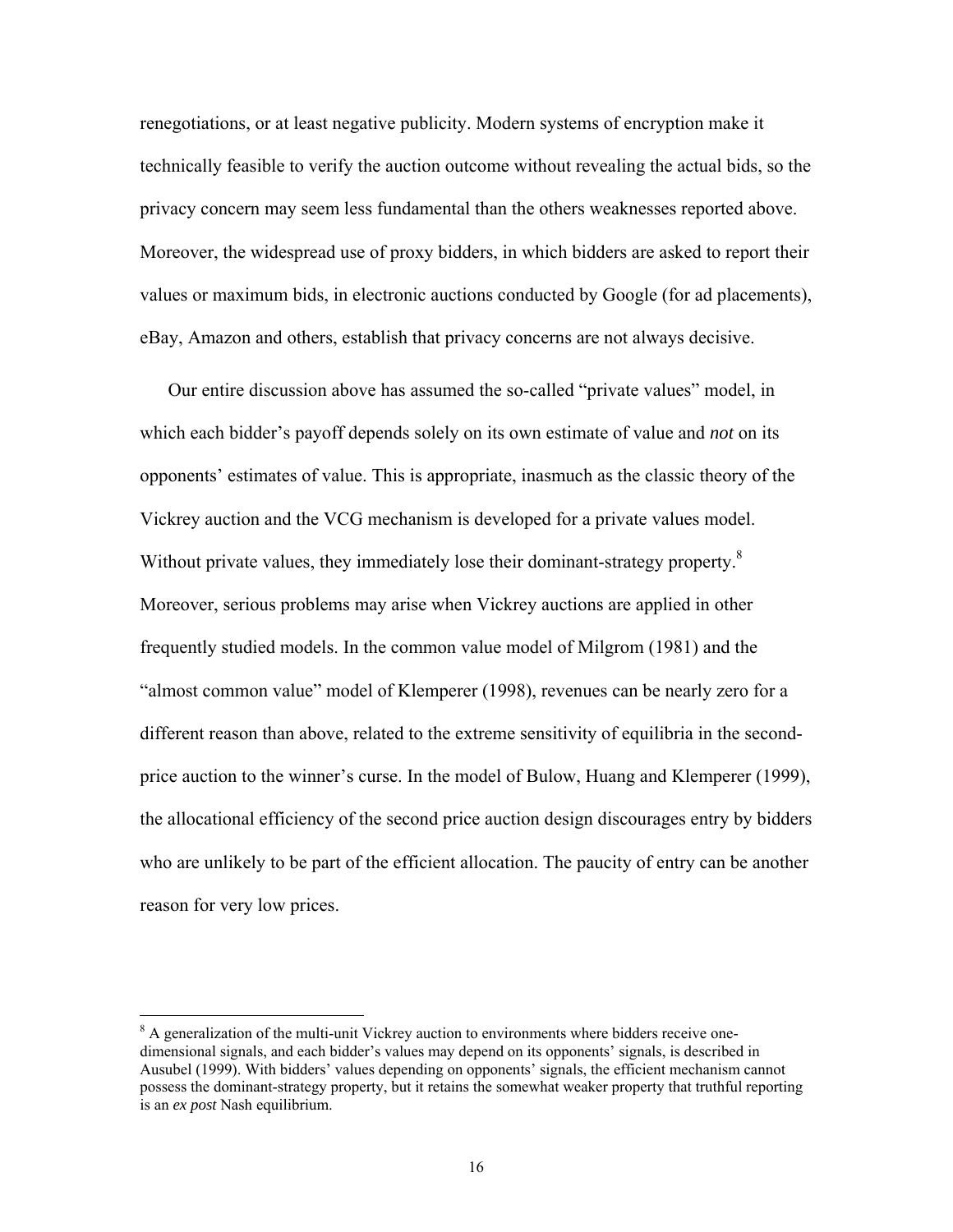renegotiations, or at least negative publicity. Modern systems of encryption make it technically feasible to verify the auction outcome without revealing the actual bids, so the privacy concern may seem less fundamental than the others weaknesses reported above. Moreover, the widespread use of proxy bidders, in which bidders are asked to report their values or maximum bids, in electronic auctions conducted by Google (for ad placements), eBay, Amazon and others, establish that privacy concerns are not always decisive.

Our entire discussion above has assumed the so-called "private values" model, in which each bidder's payoff depends solely on its own estimate of value and *not* on its opponents' estimates of value. This is appropriate, inasmuch as the classic theory of the Vickrey auction and the VCG mechanism is developed for a private values model. Without private values, they immediately lose their dominant-strategy property.[8] Moreover, serious problems may arise when Vickrey auctions are applied in other frequently studied models. In the common value model of Milgrom (1981) and the "almost common value" model of Klemperer (1998), revenues can be nearly zero for a different reason than above, related to the extreme sensitivity of equilibria in the second-price auction to the winner's curse. In the model of Bulow, Huang and Klemperer (1999), the allocational efficiency of the second price auction design discourages entry by bidders who are unlikely to be part of the efficient allocation. The paucity of entry can be another reason for very low prices.

[8] A generalization of the multi-unit Vickrey auction to environments where bidders receive one-dimensional signals, and each bidder's values may depend on its opponents' signals, is described in Ausubel (1999). With bidders' values depending on opponents' signals, the efficient mechanism cannot possess the dominant-strategy property, but it retains the somewhat weaker property that truthful reporting is an *ex post* Nash equilibrium.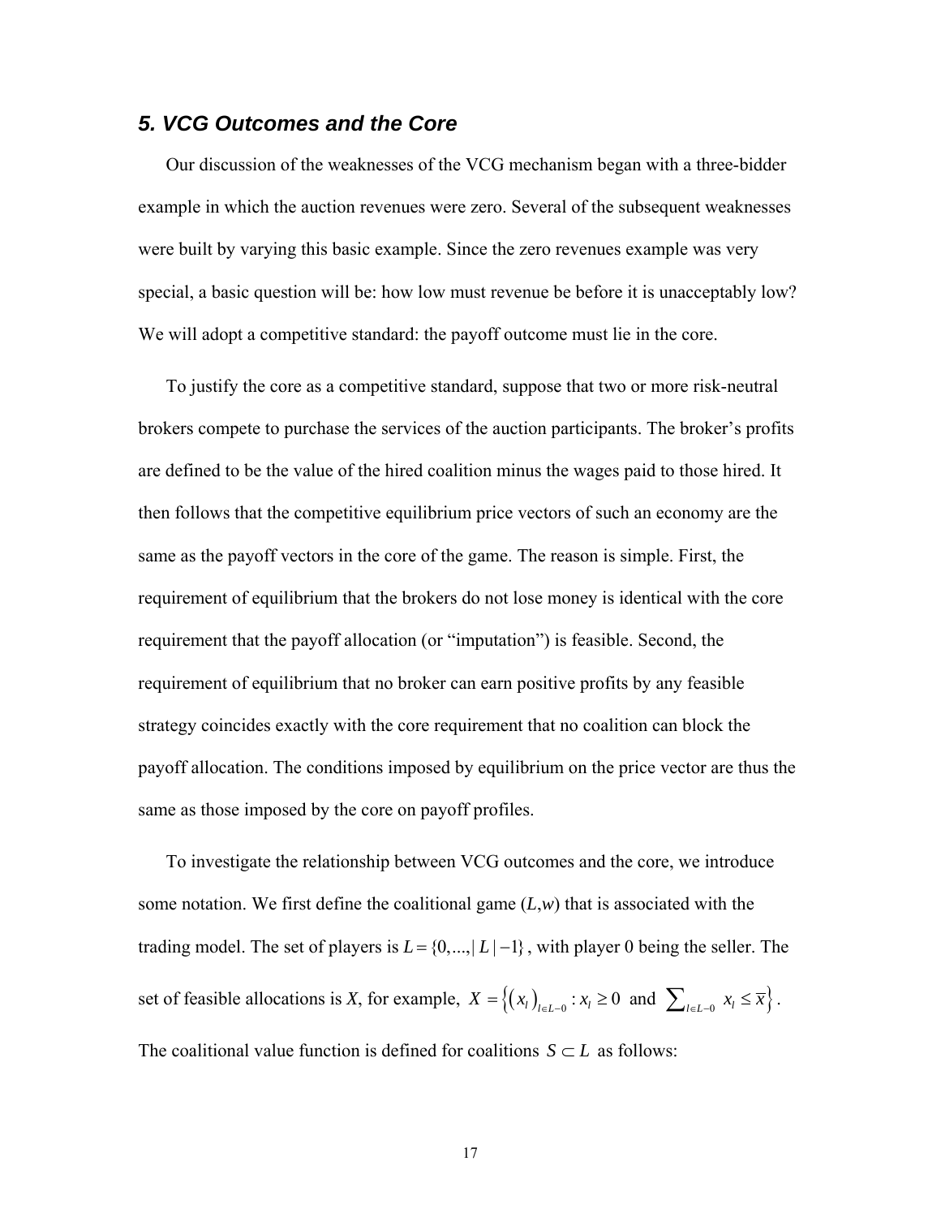## *5. VCG Outcomes and the Core*

Our discussion of the weaknesses of the VCG mechanism began with a three-bidder example in which the auction revenues were zero. Several of the subsequent weaknesses were built by varying this basic example. Since the zero revenues example was very special, a basic question will be: how low must revenue be before it is unacceptably low? We will adopt a competitive standard: the payoff outcome must lie in the core.

To justify the core as a competitive standard, suppose that two or more risk-neutral brokers compete to purchase the services of the auction participants. The broker's profits are defined to be the value of the hired coalition minus the wages paid to those hired. It then follows that the competitive equilibrium price vectors of such an economy are the same as the payoff vectors in the core of the game. The reason is simple. First, the requirement of equilibrium that the brokers do not lose money is identical with the core requirement that the payoff allocation (or "imputation") is feasible. Second, the requirement of equilibrium that no broker can earn positive profits by any feasible strategy coincides exactly with the core requirement that no coalition can block the payoff allocation. The conditions imposed by equilibrium on the price vector are thus the same as those imposed by the core on payoff profiles.

To investigate the relationship between VCG outcomes and the core, we introduce some notation. We first define the coalitional game ($L$,$w$) that is associated with the trading model. The set of players is $L = \{0,...,|L|-1\}$, with player 0 being the seller. The set of feasible allocations is $X$, for example, $X = \left\{ (x_l)_{l \in L-0} : x_l \geq 0 \text{ and } \sum_{l \in L-0} x_l \leq \overline{x} \right\}$. The coalitional value function is defined for coalitions $S \subset L$ as follows: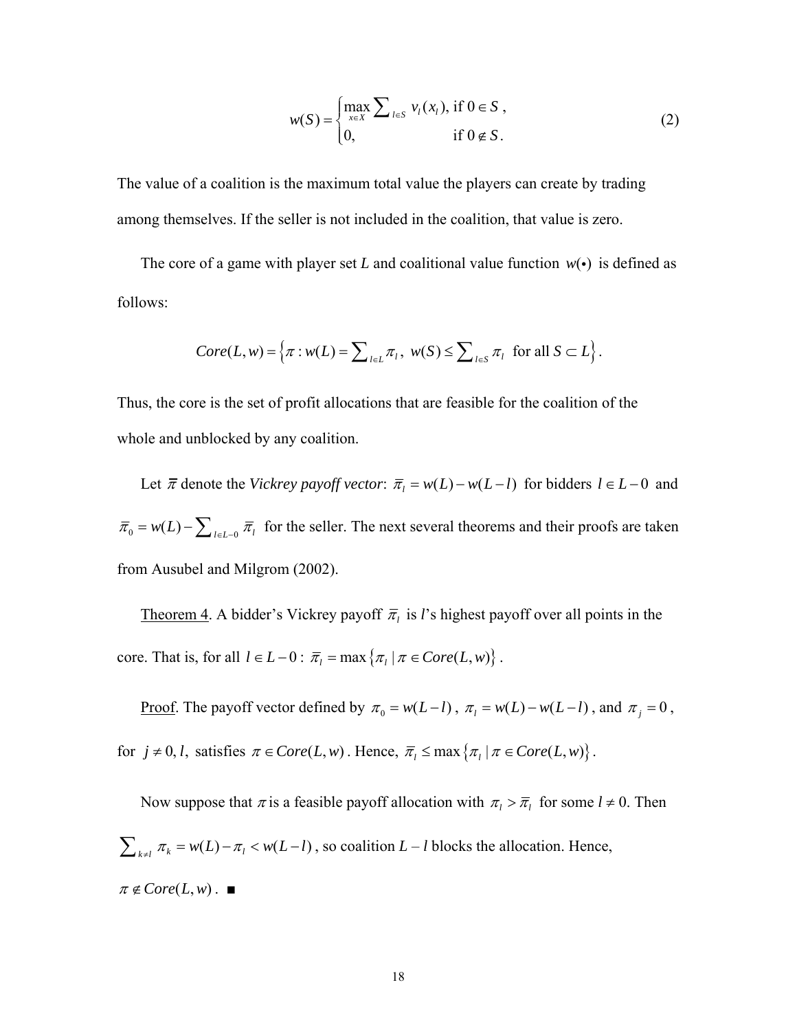$$w(S) = \begin{cases} \max_{x \in X} \sum_{l \in S} v_l(x_l), & \text{if } 0 \in S, \\ 0, & \text{if } 0 \notin S. \end{cases} \tag{2}$$

The value of a coalition is the maximum total value the players can create by trading among themselves. If the seller is not included in the coalition, that value is zero.

The core of a game with player set *L* and coalitional value function $w(\bullet)$ is defined as follows:

$$Core(L, w) = \left\{ \pi : w(L) = \sum_{l \in L} \pi_l, \ w(S) \le \sum_{l \in S} \pi_l \ \text{ for all } S \subset L \right\}.$$

Thus, the core is the set of profit allocations that are feasible for the coalition of the whole and unblocked by any coalition.

Let $\bar{\pi}$ denote the *Vickrey payoff vector*: $\bar{\pi}_l = w(L) - w(L - l)$ for bidders $l \in L - 0$ and $\bar{\pi}_0 = w(L) - \sum_{l \in L - 0} \bar{\pi}_l$ for the seller. The next several theorems and their proofs are taken from Ausubel and Milgrom (2002).

Theorem 4. A bidder's Vickrey payoff $\bar{\pi}_l$ is *l*'s highest payoff over all points in the core. That is, for all $l \in L - 0$ : $\bar{\pi}_l = \max\left\{ \pi_l \mid \pi \in Core(L, w) \right\}$.

Proof. The payoff vector defined by $\pi_0 = w(L - l)$, $\pi_l = w(L) - w(L - l)$, and $\pi_j = 0$, for $j \neq 0, l,$ satisfies $\pi \in Core(L, w)$. Hence, $\bar{\pi}_l \le \max\left\{ \pi_l \mid \pi \in Core(L, w) \right\}$.

Now suppose that $\pi$ is a feasible payoff allocation with $\pi_l > \bar{\pi}_l$ for some $l \neq 0$. Then $\sum_{k \neq l} \pi_k = w(L) - \pi_l < w(L - l)$, so coalition $L - l$ blocks the allocation. Hence, $\pi \notin Core(L, w)$. ■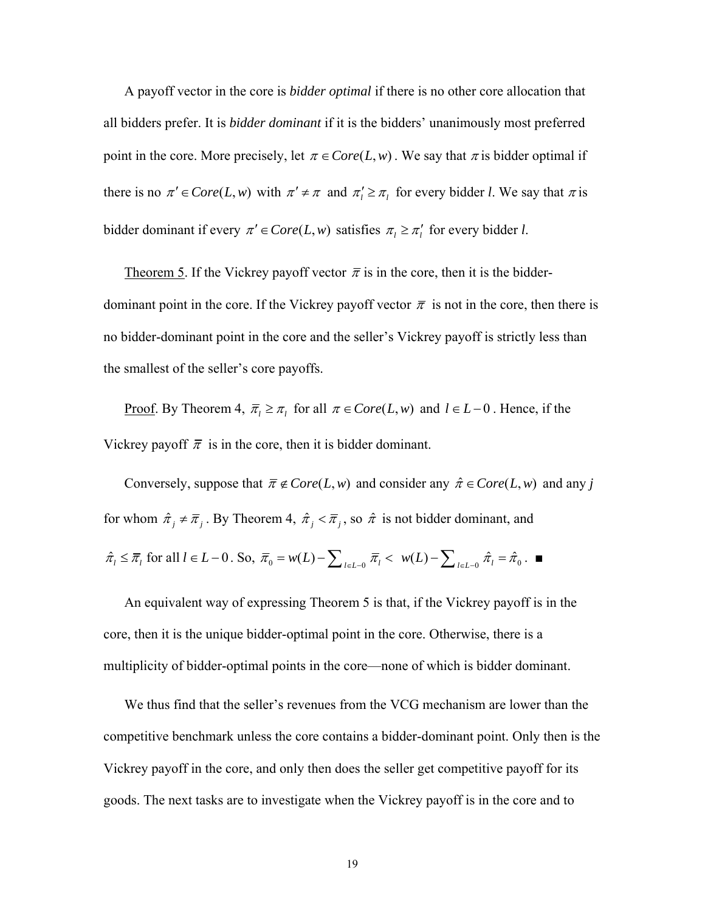A payoff vector in the core is *bidder optimal* if there is no other core allocation that all bidders prefer. It is *bidder dominant* if it is the bidders' unanimously most preferred point in the core. More precisely, let $\pi \in Core(L,w)$. We say that $\pi$ is bidder optimal if there is no $\pi' \in Core(L,w)$ with $\pi' \neq \pi$ and $\pi'_l \geq \pi_l$ for every bidder *l*. We say that $\pi$ is bidder dominant if every $\pi' \in Core(L,w)$ satisfies $\pi_l \geq \pi'_l$ for every bidder *l*.

Theorem 5. If the Vickrey payoff vector $\overline{\pi}$ is in the core, then it is the bidder-dominant point in the core. If the Vickrey payoff vector $\overline{\pi}$ is not in the core, then there is no bidder-dominant point in the core and the seller's Vickrey payoff is strictly less than the smallest of the seller's core payoffs.

Proof. By Theorem 4, $\overline{\pi}_l \geq \pi_l$ for all $\pi \in Core(L,w)$ and $l \in L-0$. Hence, if the Vickrey payoff $\overline{\pi}$ is in the core, then it is bidder dominant.

Conversely, suppose that $\overline{\pi} \notin Core(L,w)$ and consider any $\hat{\pi} \in Core(L,w)$ and any *j* for whom $\hat{\pi}_j \neq \overline{\pi}_j$. By Theorem 4, $\hat{\pi}_j < \overline{\pi}_j$, so $\hat{\pi}$ is not bidder dominant, and $\hat{\pi}_l \leq \overline{\pi}_l$ for all $l \in L-0$. So, $\overline{\pi}_0 = w(L) - \sum_{l \in L-0} \overline{\pi}_l < w(L) - \sum_{l \in L-0} \hat{\pi}_l = \hat{\pi}_0$. ■

An equivalent way of expressing Theorem 5 is that, if the Vickrey payoff is in the core, then it is the unique bidder-optimal point in the core. Otherwise, there is a multiplicity of bidder-optimal points in the core—none of which is bidder dominant.

We thus find that the seller's revenues from the VCG mechanism are lower than the competitive benchmark unless the core contains a bidder-dominant point. Only then is the Vickrey payoff in the core, and only then does the seller get competitive payoff for its goods. The next tasks are to investigate when the Vickrey payoff is in the core and to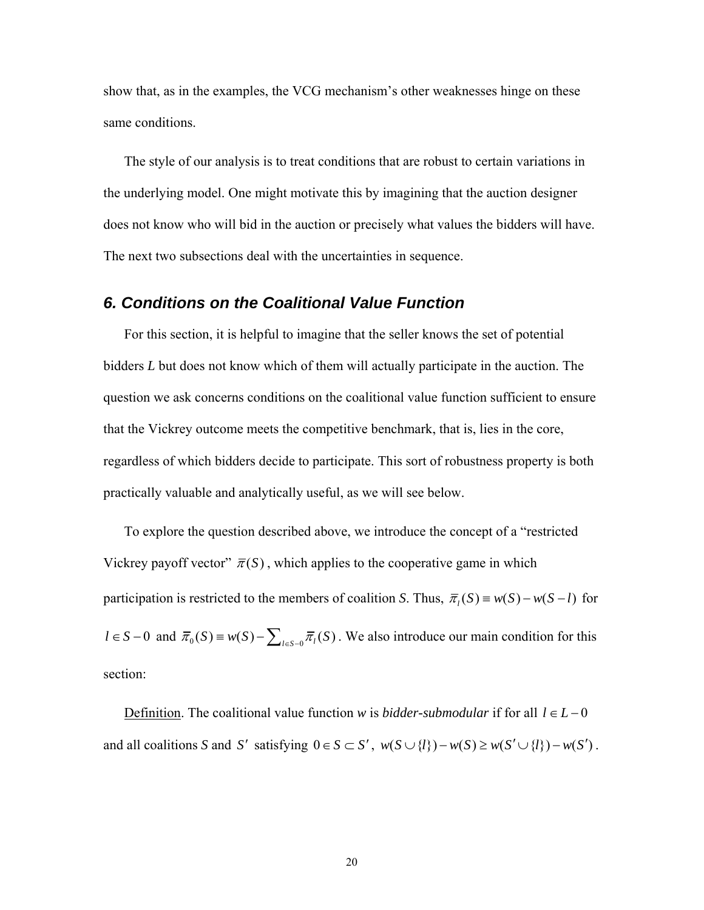show that, as in the examples, the VCG mechanism's other weaknesses hinge on these same conditions.

The style of our analysis is to treat conditions that are robust to certain variations in the underlying model. One might motivate this by imagining that the auction designer does not know who will bid in the auction or precisely what values the bidders will have. The next two subsections deal with the uncertainties in sequence.

## *6. Conditions on the Coalitional Value Function*

For this section, it is helpful to imagine that the seller knows the set of potential bidders *L* but does not know which of them will actually participate in the auction. The question we ask concerns conditions on the coalitional value function sufficient to ensure that the Vickrey outcome meets the competitive benchmark, that is, lies in the core, regardless of which bidders decide to participate. This sort of robustness property is both practically valuable and analytically useful, as we will see below.

To explore the question described above, we introduce the concept of a "restricted Vickrey payoff vector" $\bar{\pi}(S)$, which applies to the cooperative game in which participation is restricted to the members of coalition *S*. Thus, $\bar{\pi}_l(S) \equiv w(S) - w(S-l)$ for $l \in S-0$ and $\bar{\pi}_0(S) \equiv w(S) - \sum_{l \in S-0} \bar{\pi}_l(S)$. We also introduce our main condition for this section:

Definition. The coalitional value function *w* is *bidder-submodular* if for all $l \in L-0$ and all coalitions *S* and $S'$ satisfying $0 \in S \subset S'$, $w(S \cup \{l\}) - w(S) \geq w(S' \cup \{l\}) - w(S')$.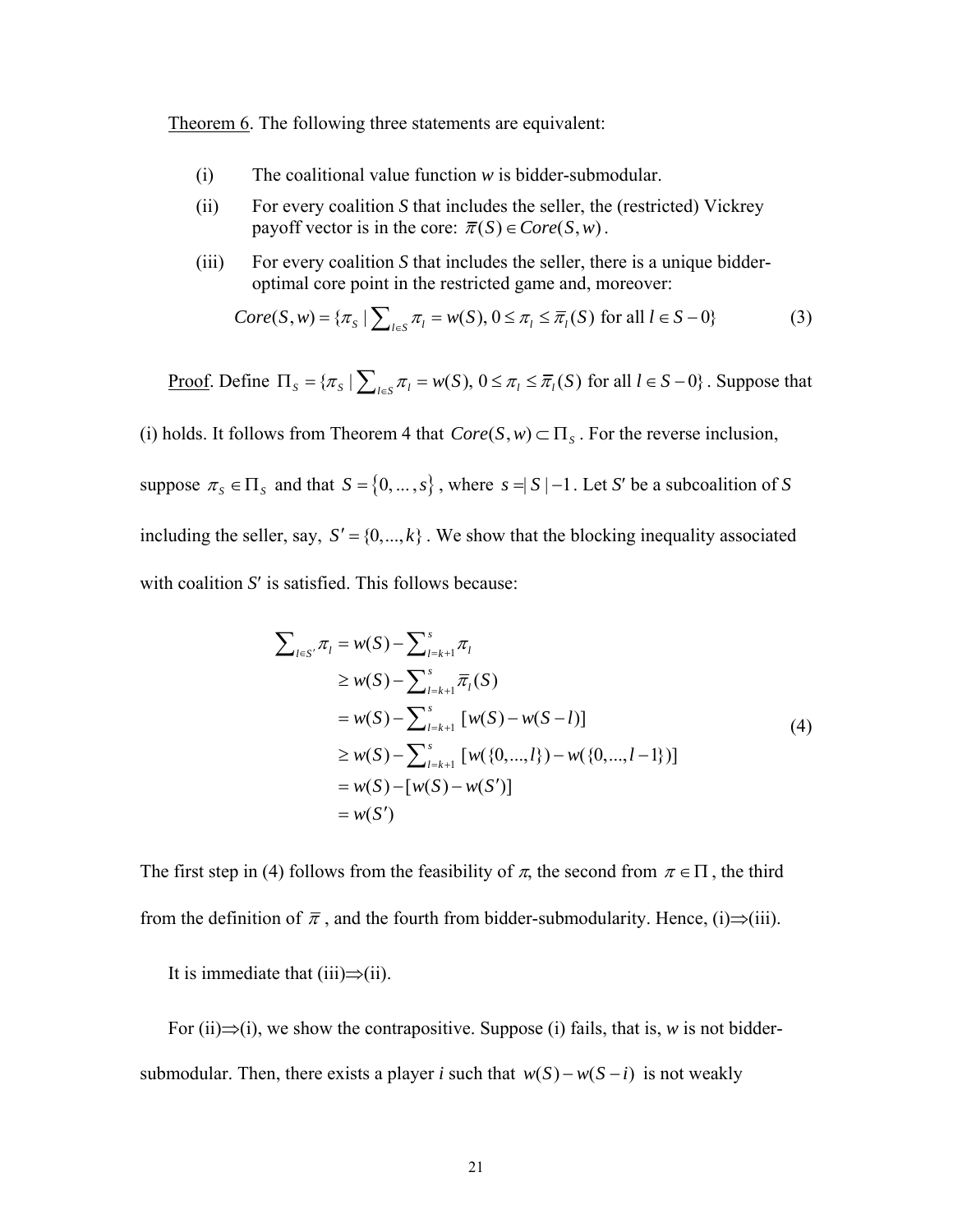Theorem 6. The following three statements are equivalent:

(i) The coalitional value function $w$ is bidder-submodular.

(ii) For every coalition $S$ that includes the seller, the (restricted) Vickrey payoff vector is in the core: $\bar{\pi}(S) \in Core(S,w)$.

(iii) For every coalition $S$ that includes the seller, there is a unique bidder-optimal core point in the restricted game and, moreover:

$$Core(S,w) = \{\pi_S \mid \sum_{l \in S} \pi_l = w(S),\, 0 \le \pi_l \le \bar{\pi}_l(S) \text{ for all } l \in S - 0\} \tag{3}$$

Proof. Define $\Pi_S = \{\pi_S \mid \sum_{l \in S} \pi_l = w(S),\, 0 \le \pi_l \le \bar{\pi}_l(S) \text{ for all } l \in S - 0\}$. Suppose that (i) holds. It follows from Theorem 4 that $Core(S,w) \subset \Pi_S$. For the reverse inclusion, suppose $\pi_S \in \Pi_S$ and that $S = \{0, \ldots, s\}$, where $s = |S| - 1$. Let $S'$ be a subcoalition of $S$ including the seller, say, $S' = \{0,\ldots,k\}$. We show that the blocking inequality associated with coalition $S'$ is satisfied. This follows because:

$$\begin{aligned}
\sum_{l \in S'} \pi_l &= w(S) - \sum_{l=k+1}^{s} \pi_l \\
&\ge w(S) - \sum_{l=k+1}^{s} \bar{\pi}_l(S) \\
&= w(S) - \sum_{l=k+1}^{s} [w(S) - w(S-l)] \\
&\ge w(S) - \sum_{l=k+1}^{s} [w(\{0,\ldots,l\}) - w(\{0,\ldots,l-1\})] \\
&= w(S) - [w(S) - w(S')] \\
&= w(S')
\end{aligned} \tag{4}$$

The first step in (4) follows from the feasibility of $\pi$, the second from $\pi \in \Pi$, the third from the definition of $\bar{\pi}$, and the fourth from bidder-submodularity. Hence, (i)$\Rightarrow$(iii).

It is immediate that (iii)$\Rightarrow$(ii).

For (ii)$\Rightarrow$(i), we show the contrapositive. Suppose (i) fails, that is, $w$ is not bidder-submodular. Then, there exists a player $i$ such that $w(S) - w(S-i)$ is not weakly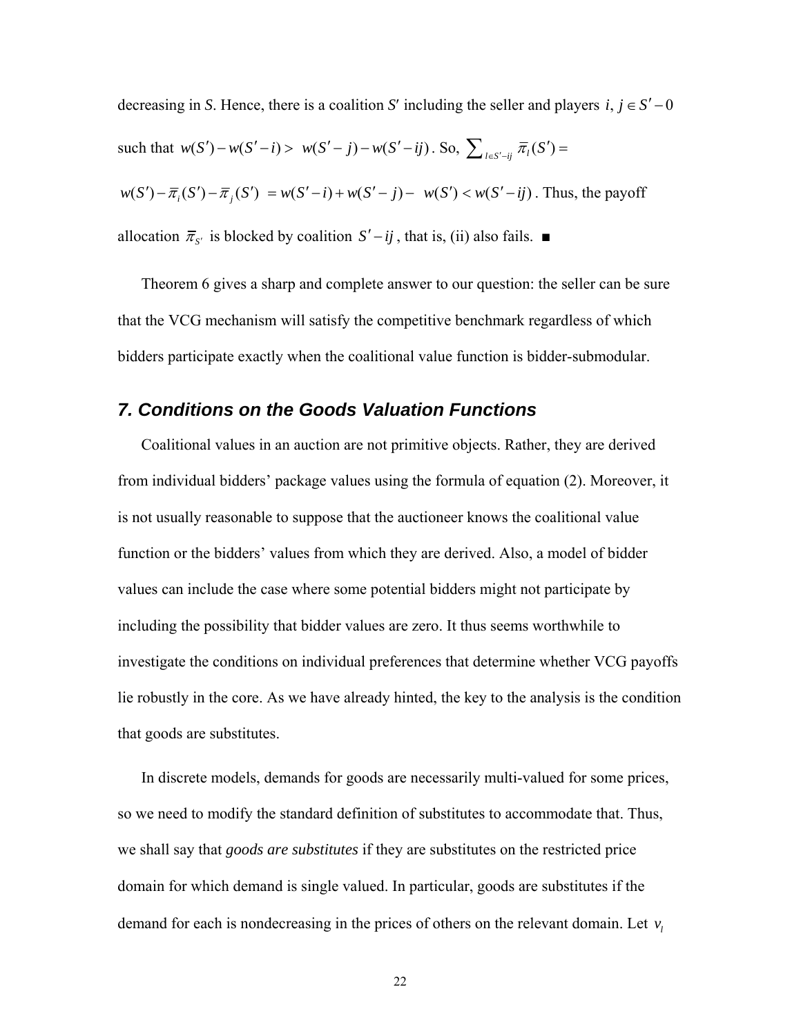decreasing in $S$. Hence, there is a coalition $S'$ including the seller and players $i, j \in S' - 0$ such that $w(S') - w(S' - i) > w(S' - j) - w(S' - ij)$. So, $\sum_{l \in S' - ij} \bar{\pi}_l(S') =$ $w(S') - \bar{\pi}_i(S') - \bar{\pi}_j(S') = w(S' - i) + w(S' - j) - w(S') < w(S' - ij)$. Thus, the payoff allocation $\bar{\pi}_{S'}$ is blocked by coalition $S' - ij$, that is, (ii) also fails. ■

Theorem 6 gives a sharp and complete answer to our question: the seller can be sure that the VCG mechanism will satisfy the competitive benchmark regardless of which bidders participate exactly when the coalitional value function is bidder-submodular.

## 7. Conditions on the Goods Valuation Functions

Coalitional values in an auction are not primitive objects. Rather, they are derived from individual bidders' package values using the formula of equation (2). Moreover, it is not usually reasonable to suppose that the auctioneer knows the coalitional value function or the bidders' values from which they are derived. Also, a model of bidder values can include the case where some potential bidders might not participate by including the possibility that bidder values are zero. It thus seems worthwhile to investigate the conditions on individual preferences that determine whether VCG payoffs lie robustly in the core. As we have already hinted, the key to the analysis is the condition that goods are substitutes.

In discrete models, demands for goods are necessarily multi-valued for some prices, so we need to modify the standard definition of substitutes to accommodate that. Thus, we shall say that *goods are substitutes* if they are substitutes on the restricted price domain for which demand is single valued. In particular, goods are substitutes if the demand for each is nondecreasing in the prices of others on the relevant domain. Let $v_l$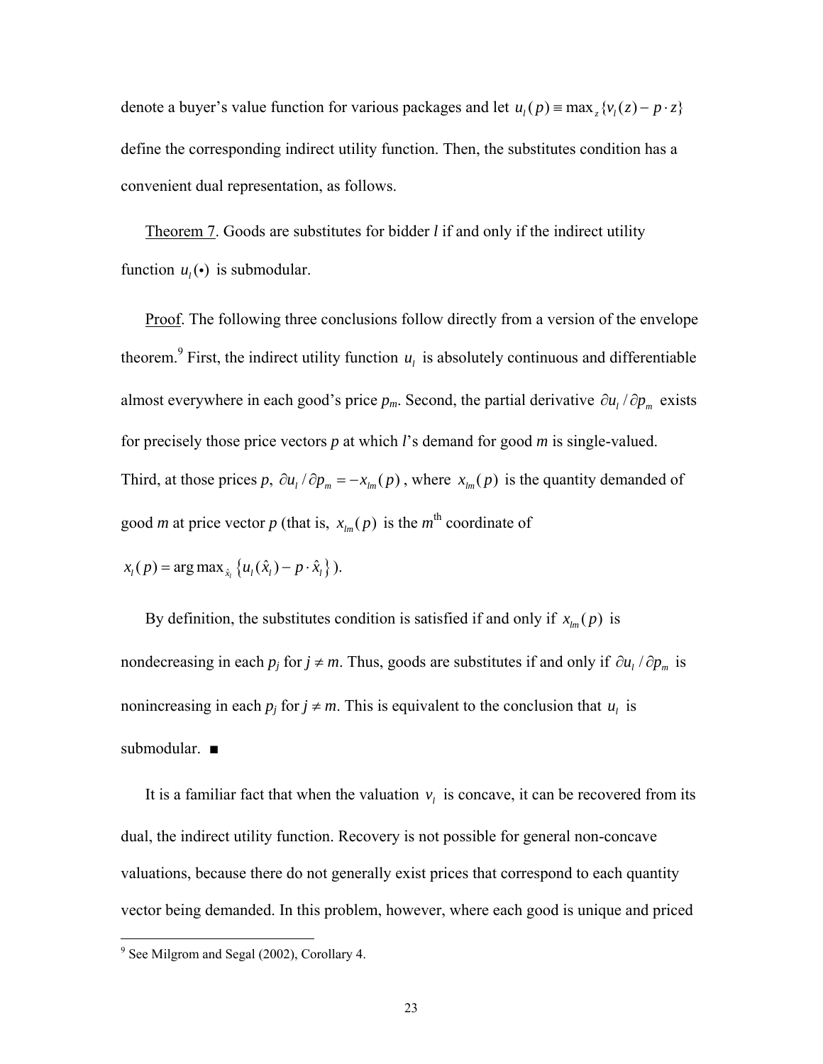denote a buyer's value function for various packages and let $u_l(p) \equiv \max_z \{v_l(z) - p \cdot z\}$ define the corresponding indirect utility function. Then, the substitutes condition has a convenient dual representation, as follows.

Theorem 7. Goods are substitutes for bidder *l* if and only if the indirect utility function $u_l(\bullet)$ is submodular.

Proof. The following three conclusions follow directly from a version of the envelope theorem.[9] First, the indirect utility function $u_l$ is absolutely continuous and differentiable almost everywhere in each good's price $p_m$. Second, the partial derivative $\partial u_l / \partial p_m$ exists for precisely those price vectors *p* at which *l*'s demand for good *m* is single-valued. Third, at those prices *p*, $\partial u_l / \partial p_m = -x_{lm}(p)$, where $x_{lm}(p)$ is the quantity demanded of good *m* at price vector *p* (that is, $x_{lm}(p)$ is the $m^{\text{th}}$ coordinate of $x_l(p) = \arg\max_{\hat{x}_l} \{u_l(\hat{x}_l) - p \cdot \hat{x}_l\}$).

By definition, the substitutes condition is satisfied if and only if $x_{lm}(p)$ is nondecreasing in each $p_j$ for $j \neq m$. Thus, goods are substitutes if and only if $\partial u_l / \partial p_m$ is nonincreasing in each $p_j$ for $j \neq m$. This is equivalent to the conclusion that $u_l$ is submodular. ■

It is a familiar fact that when the valuation $v_l$ is concave, it can be recovered from its dual, the indirect utility function. Recovery is not possible for general non-concave valuations, because there do not generally exist prices that correspond to each quantity vector being demanded. In this problem, however, where each good is unique and priced

[9] See Milgrom and Segal (2002), Corollary 4.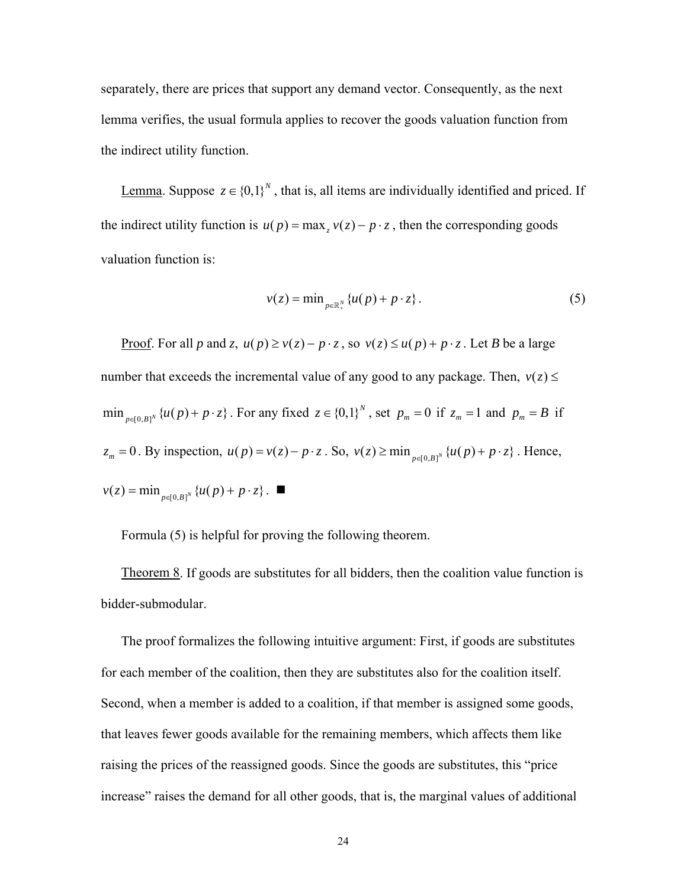separately, there are prices that support any demand vector. Consequently, as the next lemma verifies, the usual formula applies to recover the goods valuation function from the indirect utility function.

Lemma. Suppose $z \in \{0,1\}^N$, that is, all items are individually identified and priced. If the indirect utility function is $u(p) = \max_z v(z) - p \cdot z$, then the corresponding goods valuation function is:

$$v(z) = \min_{p \in \mathbb{R}_+^N} \{u(p) + p \cdot z\}. \tag{5}$$

Proof. For all $p$ and $z$, $u(p) \geq v(z) - p \cdot z$, so $v(z) \leq u(p) + p \cdot z$. Let $B$ be a large number that exceeds the incremental value of any good to any package. Then, $v(z) \leq \min_{p \in [0,B]^N} \{u(p) + p \cdot z\}$. For any fixed $z \in \{0,1\}^N$, set $p_m = 0$ if $z_m = 1$ and $p_m = B$ if $z_m = 0$. By inspection, $u(p) = v(z) - p \cdot z$. So, $v(z) \geq \min_{p \in [0,B]^N} \{u(p) + p \cdot z\}$. Hence, $v(z) = \min_{p \in [0,B]^N} \{u(p) + p \cdot z\}$. ■

Formula (5) is helpful for proving the following theorem.

Theorem 8. If goods are substitutes for all bidders, then the coalition value function is bidder-submodular.

The proof formalizes the following intuitive argument: First, if goods are substitutes for each member of the coalition, then they are substitutes also for the coalition itself. Second, when a member is added to a coalition, if that member is assigned some goods, that leaves fewer goods available for the remaining members, which affects them like raising the prices of the reassigned goods. Since the goods are substitutes, this "price increase" raises the demand for all other goods, that is, the marginal values of additional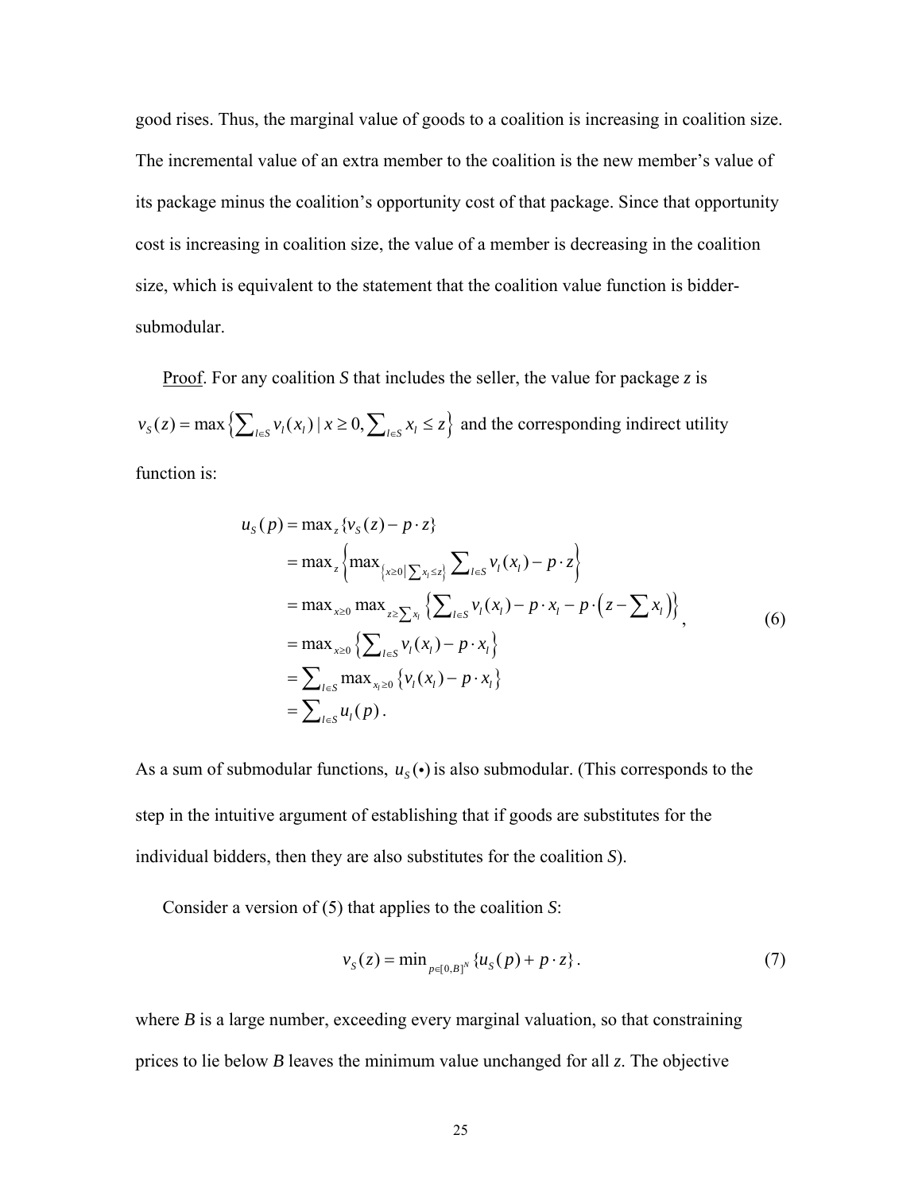good rises. Thus, the marginal value of goods to a coalition is increasing in coalition size. The incremental value of an extra member to the coalition is the new member's value of its package minus the coalition's opportunity cost of that package. Since that opportunity cost is increasing in coalition size, the value of a member is decreasing in the coalition size, which is equivalent to the statement that the coalition value function is bidder-submodular.

Proof. For any coalition $S$ that includes the seller, the value for package $z$ is $v_S(z) = \max\left\{\sum_{l \in S} v_l(x_l) \mid x \geq 0, \sum_{l \in S} x_l \leq z\right\}$ and the corresponding indirect utility function is:

$$
\begin{aligned}
u_S(p) &= \max_z \{v_S(z) - p \cdot z\} \\
&= \max_z \left\{\max_{\{x \geq 0 \mid \sum x_l \leq z\}} \sum_{l \in S} v_l(x_l) - p \cdot z\right\} \\
&= \max_{x \geq 0} \max_{z \geq \sum x_l} \left\{\sum_{l \in S} v_l(x_l) - p \cdot x_l - p \cdot \left(z - \sum x_l\right)\right\} \\
&= \max_{x \geq 0} \left\{\sum_{l \in S} v_l(x_l) - p \cdot x_l\right\} \\
&= \sum_{l \in S} \max_{x_l \geq 0} \left\{v_l(x_l) - p \cdot x_l\right\} \\
&= \sum_{l \in S} u_l(p).
\end{aligned} \qquad (6)
$$

As a sum of submodular functions, $u_S(\bullet)$ is also submodular. (This corresponds to the step in the intuitive argument of establishing that if goods are substitutes for the individual bidders, then they are also substitutes for the coalition $S$).

Consider a version of (5) that applies to the coalition $S$:

$$v_S(z) = \min_{p \in [0,B]^N} \{u_S(p) + p \cdot z\}. \qquad (7)$$

where $B$ is a large number, exceeding every marginal valuation, so that constraining prices to lie below $B$ leaves the minimum value unchanged for all $z$. The objective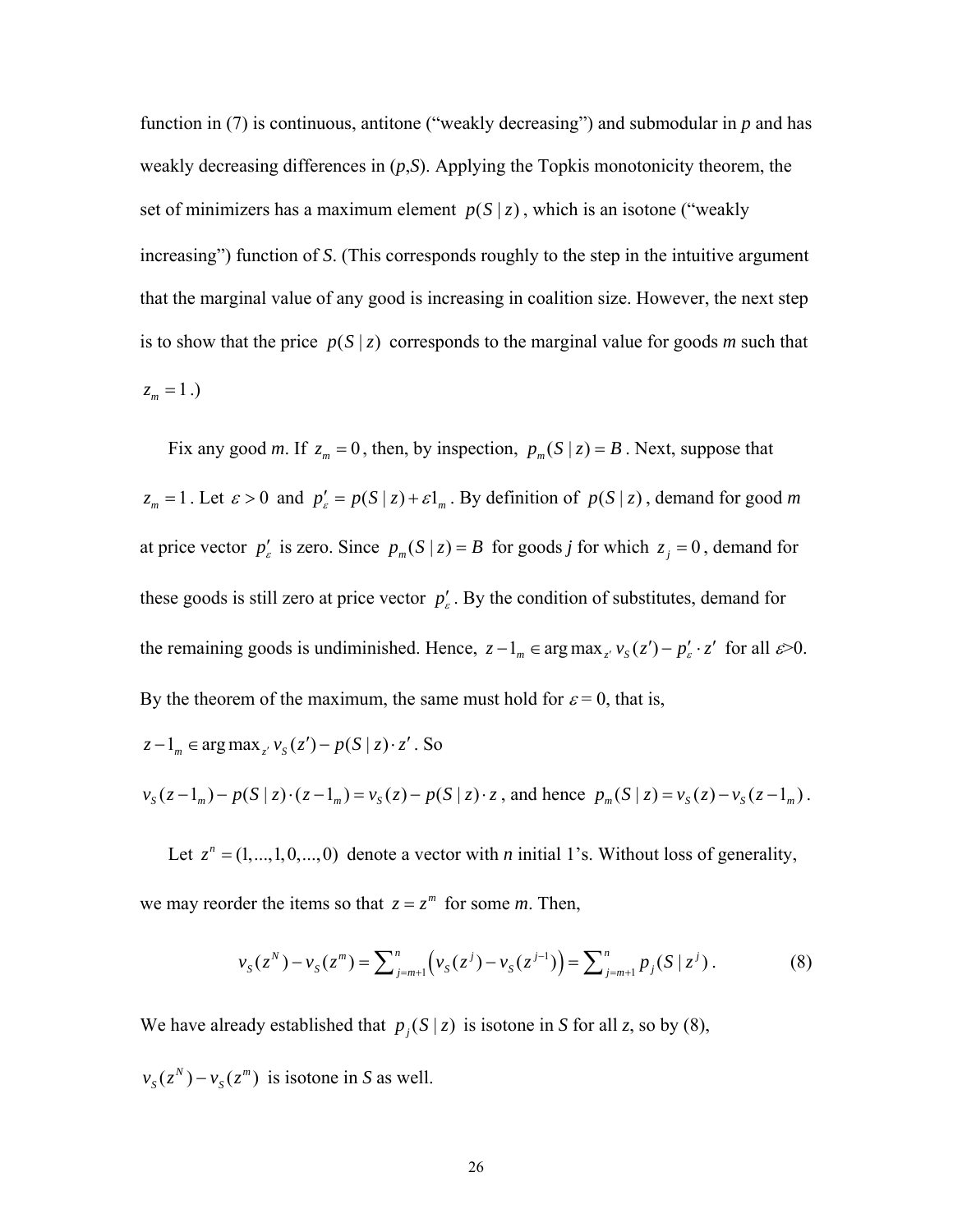function in (7) is continuous, antitone (“weakly decreasing”) and submodular in $p$ and has weakly decreasing differences in $(p,S)$. Applying the Topkis monotonicity theorem, the set of minimizers has a maximum element $p(S \mid z)$, which is an isotone (“weakly increasing”) function of $S$. (This corresponds roughly to the step in the intuitive argument that the marginal value of any good is increasing in coalition size. However, the next step is to show that the price $p(S \mid z)$ corresponds to the marginal value for goods $m$ such that $z_m = 1$.)

Fix any good $m$. If $z_m = 0$, then, by inspection, $p_m(S \mid z) = B$. Next, suppose that $z_m = 1$. Let $\varepsilon > 0$ and $p'_\varepsilon = p(S \mid z) + \varepsilon 1_m$. By definition of $p(S \mid z)$, demand for good $m$ at price vector $p'_\varepsilon$ is zero. Since $p_m(S \mid z) = B$ for goods $j$ for which $z_j = 0$, demand for these goods is still zero at price vector $p'_\varepsilon$. By the condition of substitutes, demand for the remaining goods is undiminished. Hence, $z - 1_m \in \arg\max_{z'} v_S(z') - p'_\varepsilon \cdot z'$ for all $\varepsilon>0$. By the theorem of the maximum, the same must hold for $\varepsilon = 0$, that is, $z - 1_m \in \arg\max_{z'} v_S(z') - p(S \mid z) \cdot z'$. So $v_S(z - 1_m) - p(S \mid z) \cdot (z - 1_m) = v_S(z) - p(S \mid z) \cdot z$, and hence $p_m(S \mid z) = v_S(z) - v_S(z - 1_m)$.

Let $z^n = (1,...,1,0,...,0)$ denote a vector with $n$ initial 1’s. Without loss of generality, we may reorder the items so that $z = z^m$ for some $m$. Then,

$$v_S(z^N) - v_S(z^m) = \sum_{j=m+1}^{n} \left( v_S(z^j) - v_S(z^{j-1}) \right) = \sum_{j=m+1}^{n} p_j(S \mid z^j). \tag{8}$$

We have already established that $p_j(S \mid z)$ is isotone in $S$ for all $z$, so by (8), $v_S(z^N) - v_S(z^m)$ is isotone in $S$ as well.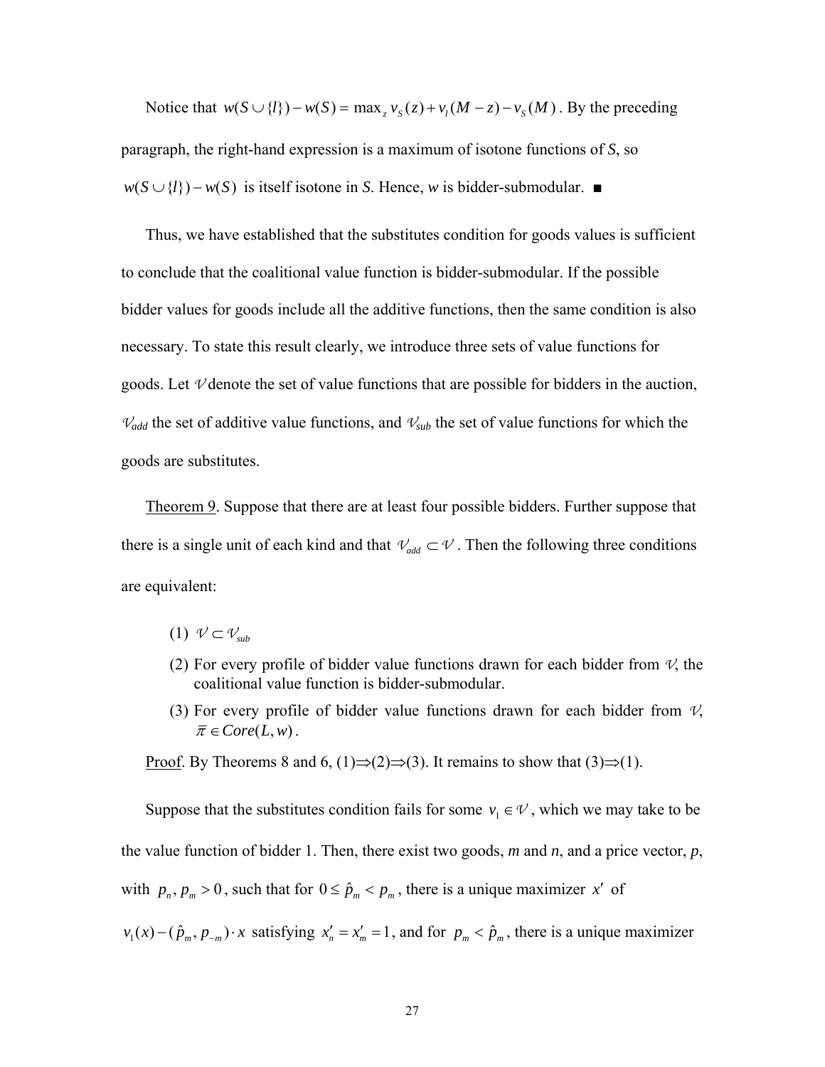Notice that $w(S \cup \{l\}) - w(S) = \max_z v_S(z) + v_l(M - z) - v_S(M)$. By the preceding paragraph, the right-hand expression is a maximum of isotone functions of *S*, so $w(S \cup \{l\}) - w(S)$ is itself isotone in *S*. Hence, *w* is bidder-submodular. ■

Thus, we have established that the substitutes condition for goods values is sufficient to conclude that the coalitional value function is bidder-submodular. If the possible bidder values for goods include all the additive functions, then the same condition is also necessary. To state this result clearly, we introduce three sets of value functions for goods. Let $\mathcal{V}$ denote the set of value functions that are possible for bidders in the auction, $\mathcal{V}_{add}$ the set of additive value functions, and $\mathcal{V}_{sub}$ the set of value functions for which the goods are substitutes.

<u>Theorem 9</u>. Suppose that there are at least four possible bidders. Further suppose that there is a single unit of each kind and that $\mathcal{V}_{add} \subset \mathcal{V}$. Then the following three conditions are equivalent:

(1) $\mathcal{V} \subset \mathcal{V}_{sub}$

(2) For every profile of bidder value functions drawn for each bidder from $\mathcal{V}$, the coalitional value function is bidder-submodular.

(3) For every profile of bidder value functions drawn for each bidder from $\mathcal{V}$, $\bar{\pi} \in Core(L, w)$.

<u>Proof</u>. By Theorems 8 and 6, (1)⇒(2)⇒(3). It remains to show that (3)⇒(1).

Suppose that the substitutes condition fails for some $v_1 \in \mathcal{V}$, which we may take to be the value function of bidder 1. Then, there exist two goods, *m* and *n*, and a price vector, *p*, with $p_n, p_m > 0$, such that for $0 \le \hat{p}_m < p_m$, there is a unique maximizer $x'$ of $v_1(x) - (\hat{p}_m, p_{-m}) \cdot x$ satisfying $x'_n = x'_m = 1$, and for $p_m < \hat{p}_m$, there is a unique maximizer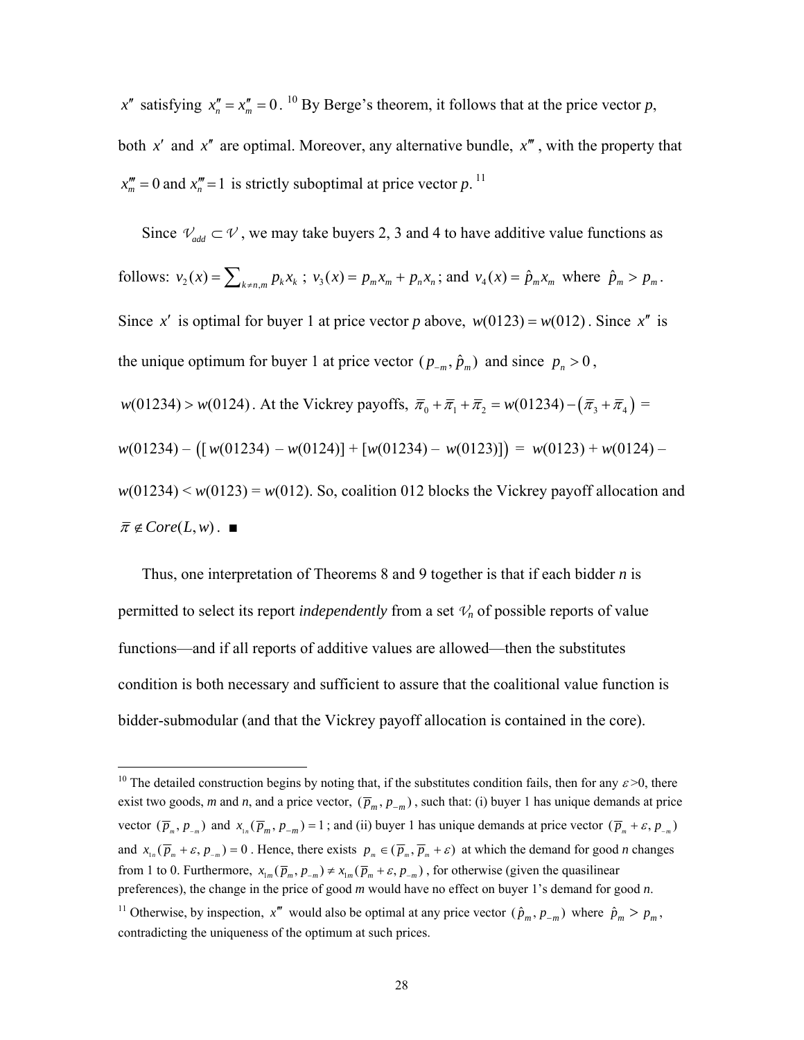$x''$ satisfying $x''_n = x''_m = 0$.[10] By Berge's theorem, it follows that at the price vector *p*, both $x'$ and $x''$ are optimal. Moreover, any alternative bundle, $x'''$, with the property that $x'''_m = 0$ and $x'''_n = 1$ is strictly suboptimal at price vector *p*.[11]

Since $\mathcal{V}_{add} \subset \mathcal{V}$, we may take buyers 2, 3 and 4 to have additive value functions as follows: $v_2(x) = \sum_{k \neq n,m} p_k x_k$ ; $v_3(x) = p_m x_m + p_n x_n$ ; and $v_4(x) = \hat{p}_m x_m$ where $\hat{p}_m > p_m$. Since $x'$ is optimal for buyer 1 at price vector *p* above, $w(0123) = w(012)$. Since $x''$ is the unique optimum for buyer 1 at price vector $(p_{-m}, \hat{p}_m)$ and since $p_n > 0$, $w(01234) > w(0124)$. At the Vickrey payoffs, $\bar{\pi}_0 + \bar{\pi}_1 + \bar{\pi}_2 = w(01234) - (\bar{\pi}_3 + \bar{\pi}_4) =$ $w(01234) - ([w(01234) - w(0124)] + [w(01234) - w(0123)]) = w(0123) + w(0124) -$ $w(01234) < w(0123) = w(012)$. So, coalition 012 blocks the Vickrey payoff allocation and $\bar{\pi} \notin Core(L, w)$. ■

Thus, one interpretation of Theorems 8 and 9 together is that if each bidder *n* is permitted to select its report *independently* from a set $\mathcal{V}_n$ of possible reports of value functions—and if all reports of additive values are allowed—then the substitutes condition is both necessary and sufficient to assure that the coalitional value function is bidder-submodular (and that the Vickrey payoff allocation is contained in the core).

---

[10] The detailed construction begins by noting that, if the substitutes condition fails, then for any $\varepsilon$>0, there exist two goods, *m* and *n*, and a price vector, $(\overline{p}_m, p_{-m})$, such that: (i) buyer 1 has unique demands at price vector $(\overline{p}_m, p_{-m})$ and $x_{1n}(\overline{p}_m, p_{-m}) = 1$ ; and (ii) buyer 1 has unique demands at price vector $(\overline{p}_m + \varepsilon, p_{-m})$ and $x_{1n}(\overline{p}_m + \varepsilon, p_{-m}) = 0$. Hence, there exists $p_m \in (\overline{p}_m, \overline{p}_m + \varepsilon)$ at which the demand for good *n* changes from 1 to 0. Furthermore, $x_{1m}(\overline{p}_m, p_{-m}) \neq x_{1m}(\overline{p}_m + \varepsilon, p_{-m})$, for otherwise (given the quasilinear preferences), the change in the price of good *m* would have no effect on buyer 1's demand for good *n*.

[11] Otherwise, by inspection, $x'''$ would also be optimal at any price vector $(\hat{p}_m, p_{-m})$ where $\hat{p}_m > p_m$, contradicting the uniqueness of the optimum at such prices.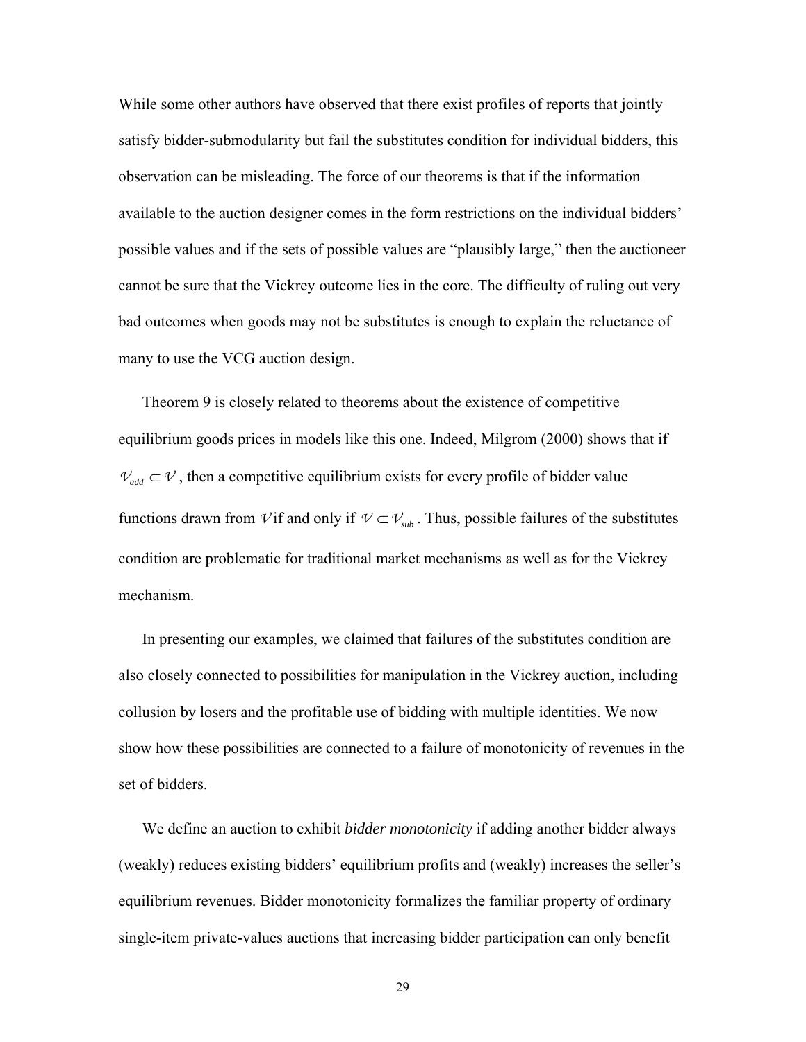While some other authors have observed that there exist profiles of reports that jointly satisfy bidder-submodularity but fail the substitutes condition for individual bidders, this observation can be misleading. The force of our theorems is that if the information available to the auction designer comes in the form restrictions on the individual bidders' possible values and if the sets of possible values are "plausibly large," then the auctioneer cannot be sure that the Vickrey outcome lies in the core. The difficulty of ruling out very bad outcomes when goods may not be substitutes is enough to explain the reluctance of many to use the VCG auction design.

Theorem 9 is closely related to theorems about the existence of competitive equilibrium goods prices in models like this one. Indeed, Milgrom (2000) shows that if $\mathcal{V}_{add} \subset \mathcal{V}$, then a competitive equilibrium exists for every profile of bidder value functions drawn from $\mathcal{V}$ if and only if $\mathcal{V} \subset \mathcal{V}_{sub}$. Thus, possible failures of the substitutes condition are problematic for traditional market mechanisms as well as for the Vickrey mechanism.

In presenting our examples, we claimed that failures of the substitutes condition are also closely connected to possibilities for manipulation in the Vickrey auction, including collusion by losers and the profitable use of bidding with multiple identities. We now show how these possibilities are connected to a failure of monotonicity of revenues in the set of bidders.

We define an auction to exhibit *bidder monotonicity* if adding another bidder always (weakly) reduces existing bidders' equilibrium profits and (weakly) increases the seller's equilibrium revenues. Bidder monotonicity formalizes the familiar property of ordinary single-item private-values auctions that increasing bidder participation can only benefit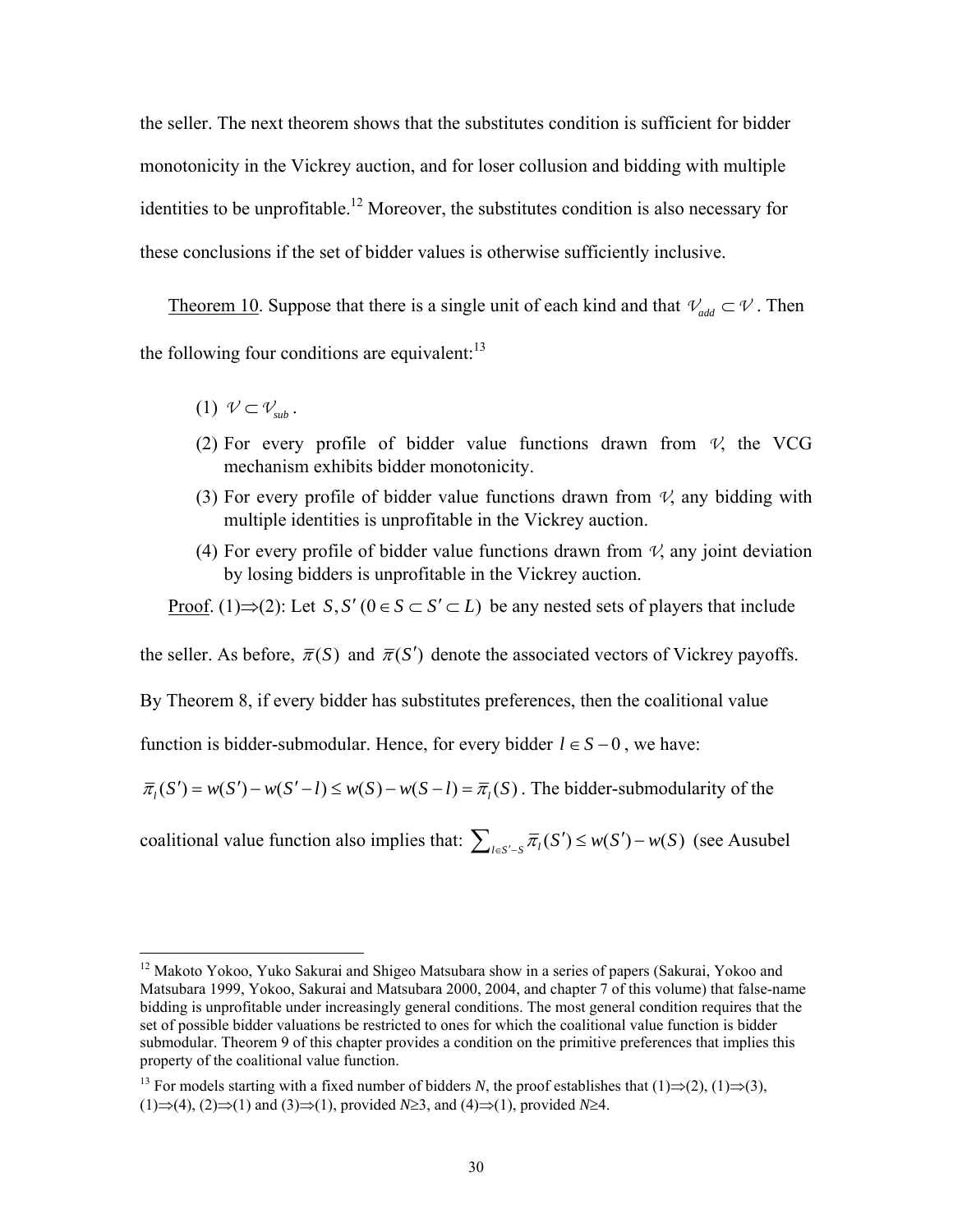the seller. The next theorem shows that the substitutes condition is sufficient for bidder monotonicity in the Vickrey auction, and for loser collusion and bidding with multiple identities to be unprofitable.[12] Moreover, the substitutes condition is also necessary for these conclusions if the set of bidder values is otherwise sufficiently inclusive.

Theorem 10. Suppose that there is a single unit of each kind and that $\mathcal{V}_{add} \subset \mathcal{V}$. Then the following four conditions are equivalent:[13]

(1) $\mathcal{V} \subset \mathcal{V}_{sub}$.

(2) For every profile of bidder value functions drawn from $\mathcal{V}$, the VCG mechanism exhibits bidder monotonicity.

(3) For every profile of bidder value functions drawn from $\mathcal{V}$, any bidding with multiple identities is unprofitable in the Vickrey auction.

(4) For every profile of bidder value functions drawn from $\mathcal{V}$, any joint deviation by losing bidders is unprofitable in the Vickrey auction.

Proof. (1)⇒(2): Let $S, S' \ (0 \in S \subset S' \subset L)$ be any nested sets of players that include the seller. As before, $\overline{\pi}(S)$ and $\overline{\pi}(S')$ denote the associated vectors of Vickrey payoffs. By Theorem 8, if every bidder has substitutes preferences, then the coalitional value function is bidder-submodular. Hence, for every bidder $l \in S - 0$, we have: $\overline{\pi}_l(S') = w(S') - w(S' - l) \le w(S) - w(S - l) = \overline{\pi}_l(S)$. The bidder-submodularity of the coalitional value function also implies that: $\sum_{l \in S' - S} \overline{\pi}_l(S') \le w(S') - w(S)$ (see Ausubel

---

[12] Makoto Yokoo, Yuko Sakurai and Shigeo Matsubara show in a series of papers (Sakurai, Yokoo and Matsubara 1999, Yokoo, Sakurai and Matsubara 2000, 2004, and chapter 7 of this volume) that false-name bidding is unprofitable under increasingly general conditions. The most general condition requires that the set of possible bidder valuations be restricted to ones for which the coalitional value function is bidder submodular. Theorem 9 of this chapter provides a condition on the primitive preferences that implies this property of the coalitional value function.

[13] For models starting with a fixed number of bidders *N*, the proof establishes that (1)⇒(2), (1)⇒(3), (1)⇒(4), (2)⇒(1) and (3)⇒(1), provided *N*≥3, and (4)⇒(1), provided *N*≥4.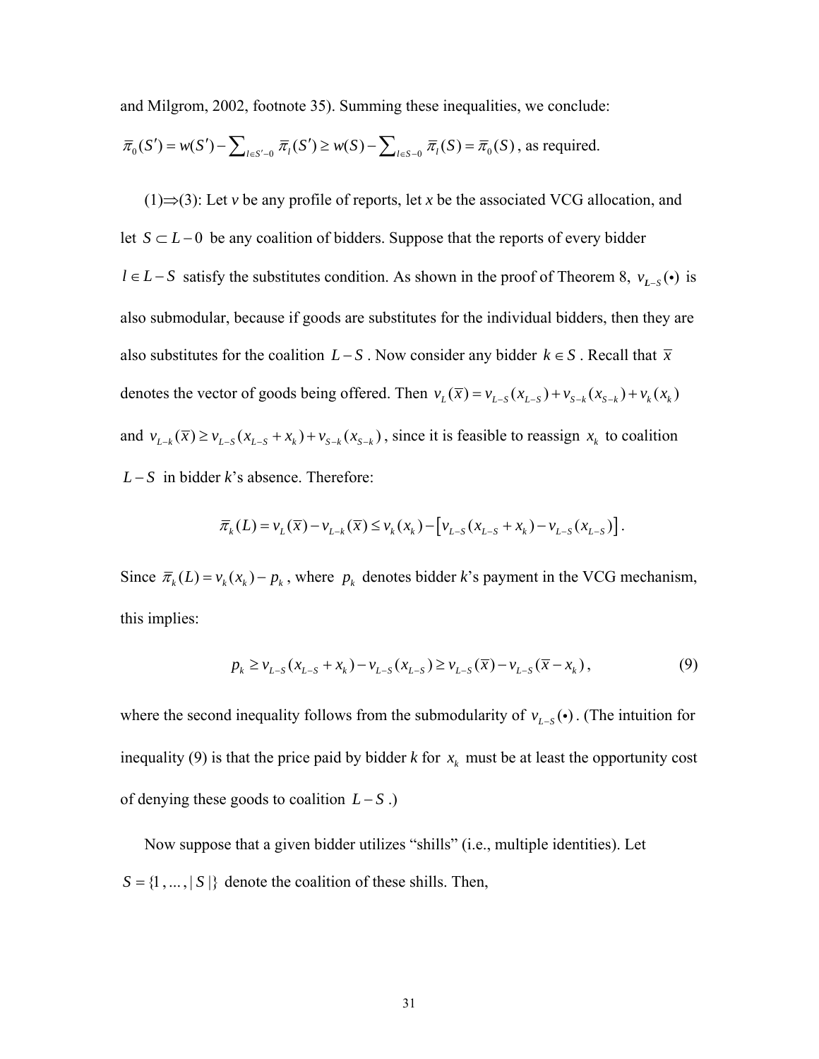and Milgrom, 2002, footnote 35). Summing these inequalities, we conclude: $\bar{\pi}_0(S') = w(S') - \sum_{l \in S'-0} \bar{\pi}_l(S') \geq w(S) - \sum_{l \in S-0} \bar{\pi}_l(S) = \bar{\pi}_0(S)$, as required.

(1)⇒(3): Let *v* be any profile of reports, let *x* be the associated VCG allocation, and let $S \subset L - 0$ be any coalition of bidders. Suppose that the reports of every bidder $l \in L - S$ satisfy the substitutes condition. As shown in the proof of Theorem 8, $v_{L-S}(\bullet)$ is also submodular, because if goods are substitutes for the individual bidders, then they are also substitutes for the coalition $L - S$. Now consider any bidder $k \in S$. Recall that $\bar{x}$ denotes the vector of goods being offered. Then $v_L(\bar{x}) = v_{L-S}(x_{L-S}) + v_{S-k}(x_{S-k}) + v_k(x_k)$ and $v_{L-k}(\bar{x}) \geq v_{L-S}(x_{L-S} + x_k) + v_{S-k}(x_{S-k})$, since it is feasible to reassign $x_k$ to coalition $L - S$ in bidder *k*'s absence. Therefore:

$$\bar{\pi}_k(L) = v_L(\bar{x}) - v_{L-k}(\bar{x}) \leq v_k(x_k) - \left[ v_{L-S}(x_{L-S} + x_k) - v_{L-S}(x_{L-S}) \right].$$

Since $\bar{\pi}_k(L) = v_k(x_k) - p_k$, where $p_k$ denotes bidder *k*'s payment in the VCG mechanism, this implies:

$$p_k \geq v_{L-S}(x_{L-S} + x_k) - v_{L-S}(x_{L-S}) \geq v_{L-S}(\bar{x}) - v_{L-S}(\bar{x} - x_k), \tag{9}$$

where the second inequality follows from the submodularity of $v_{L-S}(\bullet)$. (The intuition for inequality (9) is that the price paid by bidder *k* for $x_k$ must be at least the opportunity cost of denying these goods to coalition $L - S$.)

Now suppose that a given bidder utilizes "shills" (i.e., multiple identities). Let $S = \{1, \ldots, |S|\}$ denote the coalition of these shills. Then,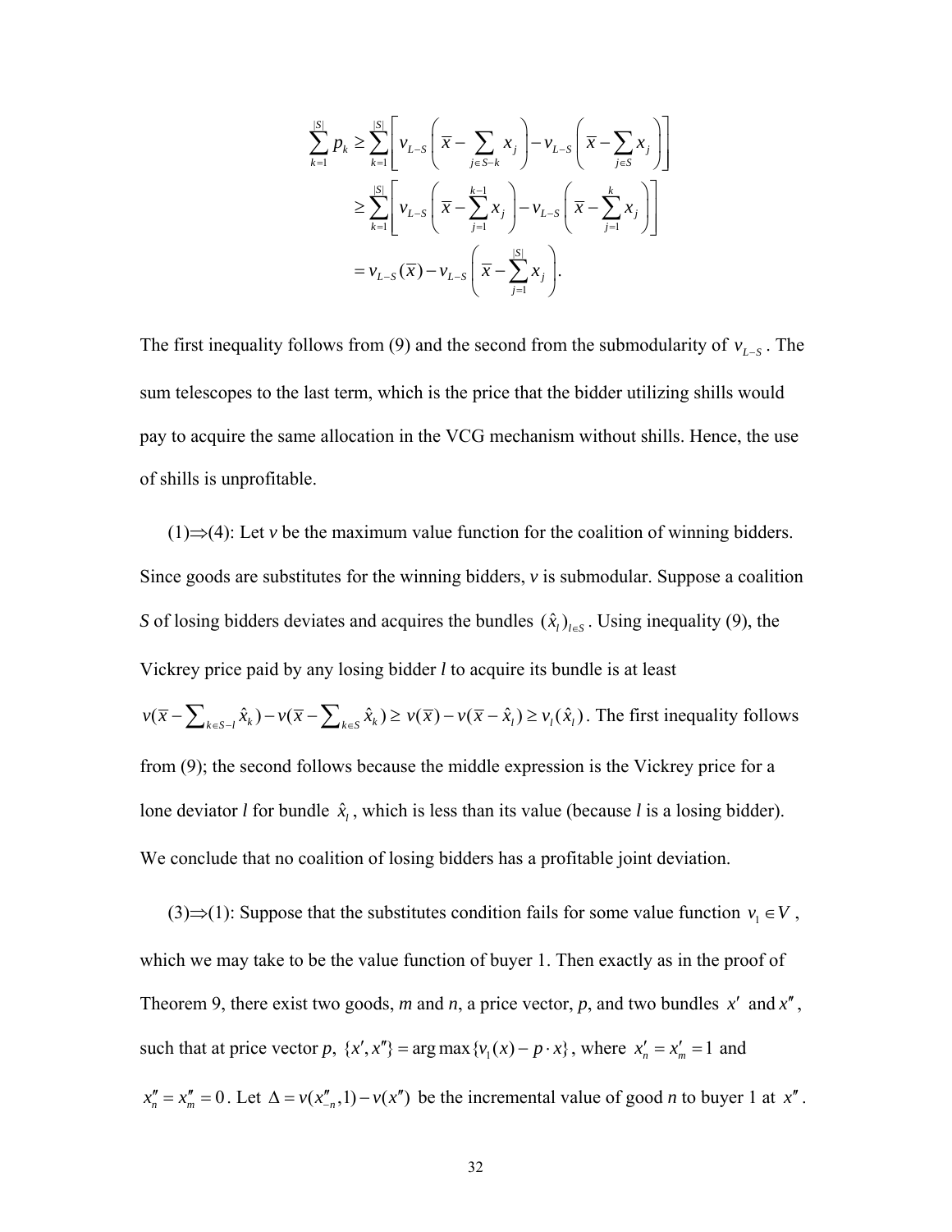$$
\begin{aligned}
\sum_{k=1}^{|S|} p_k &\geq \sum_{k=1}^{|S|} \left[ v_{L-S}\left( \overline{x} - \sum_{j \in S-k} x_j \right) - v_{L-S}\left( \overline{x} - \sum_{j \in S} x_j \right) \right] \\
&\geq \sum_{k=1}^{|S|} \left[ v_{L-S}\left( \overline{x} - \sum_{j=1}^{k-1} x_j \right) - v_{L-S}\left( \overline{x} - \sum_{j=1}^{k} x_j \right) \right] \\
&= v_{L-S}(\overline{x}) - v_{L-S}\left( \overline{x} - \sum_{j=1}^{|S|} x_j \right).
\end{aligned}
$$

The first inequality follows from (9) and the second from the submodularity of $v_{L-S}$. The sum telescopes to the last term, which is the price that the bidder utilizing shills would pay to acquire the same allocation in the VCG mechanism without shills. Hence, the use of shills is unprofitable.

(1)⇒(4): Let *v* be the maximum value function for the coalition of winning bidders. Since goods are substitutes for the winning bidders, *v* is submodular. Suppose a coalition *S* of losing bidders deviates and acquires the bundles $(\hat{x}_l)_{l \in S}$. Using inequality (9), the Vickrey price paid by any losing bidder *l* to acquire its bundle is at least $v(\overline{x} - \sum_{k \in S-l} \hat{x}_k) - v(\overline{x} - \sum_{k \in S} \hat{x}_k) \geq v(\overline{x}) - v(\overline{x} - \hat{x}_l) \geq v_l(\hat{x}_l)$. The first inequality follows from (9); the second follows because the middle expression is the Vickrey price for a lone deviator *l* for bundle $\hat{x}_l$, which is less than its value (because *l* is a losing bidder). We conclude that no coalition of losing bidders has a profitable joint deviation.

(3)⇒(1): Suppose that the substitutes condition fails for some value function $v_1 \in V$, which we may take to be the value function of buyer 1. Then exactly as in the proof of Theorem 9, there exist two goods, *m* and *n*, a price vector, *p*, and two bundles $x'$ and $x''$, such that at price vector *p*, $\{x', x''\} = \arg\max\{v_1(x) - p \cdot x\}$, where $x'_n = x'_m = 1$ and $x''_n = x''_m = 0$. Let $\Delta = v(x''_{-n}, 1) - v(x'')$ be the incremental value of good *n* to buyer 1 at $x''$.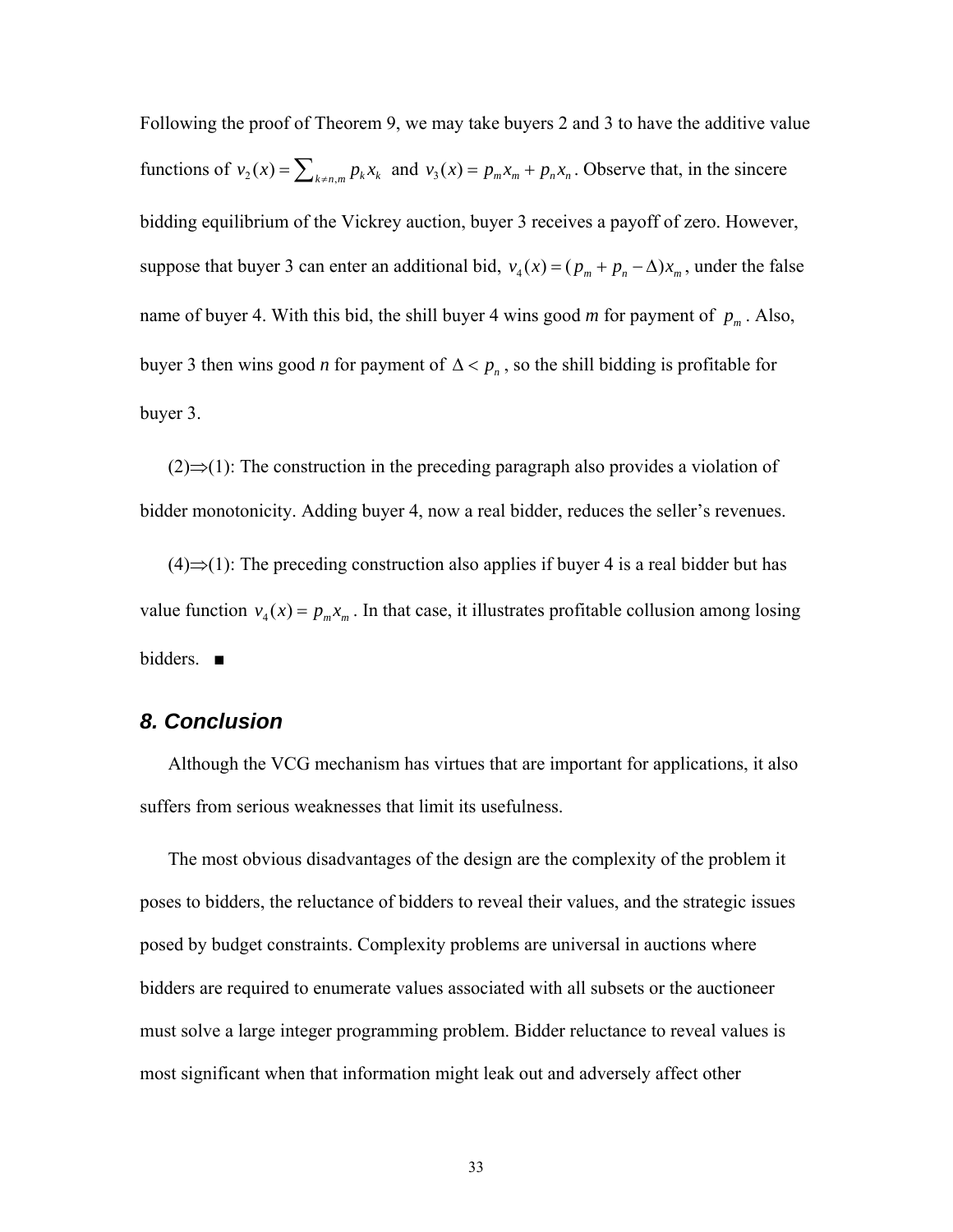Following the proof of Theorem 9, we may take buyers 2 and 3 to have the additive value functions of $v_2(x) = \sum_{k \neq n,m} p_k x_k$ and $v_3(x) = p_m x_m + p_n x_n$. Observe that, in the sincere bidding equilibrium of the Vickrey auction, buyer 3 receives a payoff of zero. However, suppose that buyer 3 can enter an additional bid, $v_4(x) = (p_m + p_n - \Delta)x_m$, under the false name of buyer 4. With this bid, the shill buyer 4 wins good *m* for payment of $p_m$. Also, buyer 3 then wins good *n* for payment of $\Delta < p_n$, so the shill bidding is profitable for buyer 3.

(2)⇒(1): The construction in the preceding paragraph also provides a violation of bidder monotonicity. Adding buyer 4, now a real bidder, reduces the seller's revenues.

(4)⇒(1): The preceding construction also applies if buyer 4 is a real bidder but has value function $v_4(x) = p_m x_m$. In that case, it illustrates profitable collusion among losing bidders. ■

## 8. Conclusion

Although the VCG mechanism has virtues that are important for applications, it also suffers from serious weaknesses that limit its usefulness.

The most obvious disadvantages of the design are the complexity of the problem it poses to bidders, the reluctance of bidders to reveal their values, and the strategic issues posed by budget constraints. Complexity problems are universal in auctions where bidders are required to enumerate values associated with all subsets or the auctioneer must solve a large integer programming problem. Bidder reluctance to reveal values is most significant when that information might leak out and adversely affect other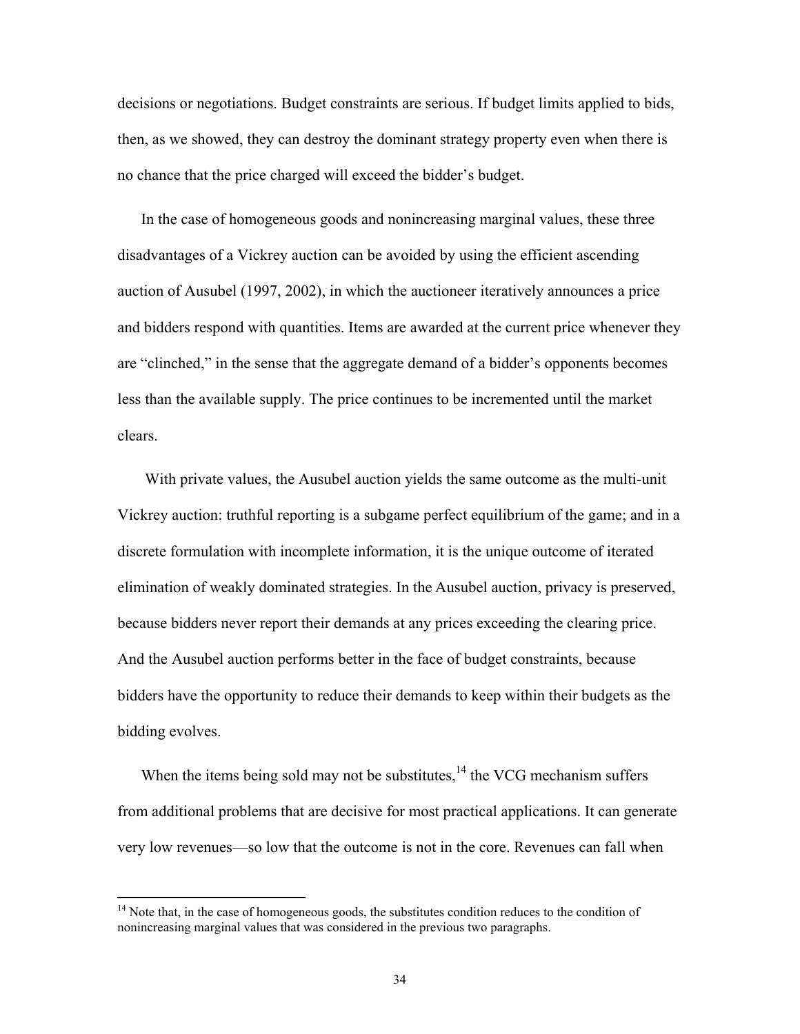decisions or negotiations. Budget constraints are serious. If budget limits applied to bids, then, as we showed, they can destroy the dominant strategy property even when there is no chance that the price charged will exceed the bidder's budget.

In the case of homogeneous goods and nonincreasing marginal values, these three disadvantages of a Vickrey auction can be avoided by using the efficient ascending auction of Ausubel (1997, 2002), in which the auctioneer iteratively announces a price and bidders respond with quantities. Items are awarded at the current price whenever they are "clinched," in the sense that the aggregate demand of a bidder's opponents becomes less than the available supply. The price continues to be incremented until the market clears.

With private values, the Ausubel auction yields the same outcome as the multi-unit Vickrey auction: truthful reporting is a subgame perfect equilibrium of the game; and in a discrete formulation with incomplete information, it is the unique outcome of iterated elimination of weakly dominated strategies. In the Ausubel auction, privacy is preserved, because bidders never report their demands at any prices exceeding the clearing price. And the Ausubel auction performs better in the face of budget constraints, because bidders have the opportunity to reduce their demands to keep within their budgets as the bidding evolves.

When the items being sold may not be substitutes,[14] the VCG mechanism suffers from additional problems that are decisive for most practical applications. It can generate very low revenues—so low that the outcome is not in the core. Revenues can fall when

[14] Note that, in the case of homogeneous goods, the substitutes condition reduces to the condition of nonincreasing marginal values that was considered in the previous two paragraphs.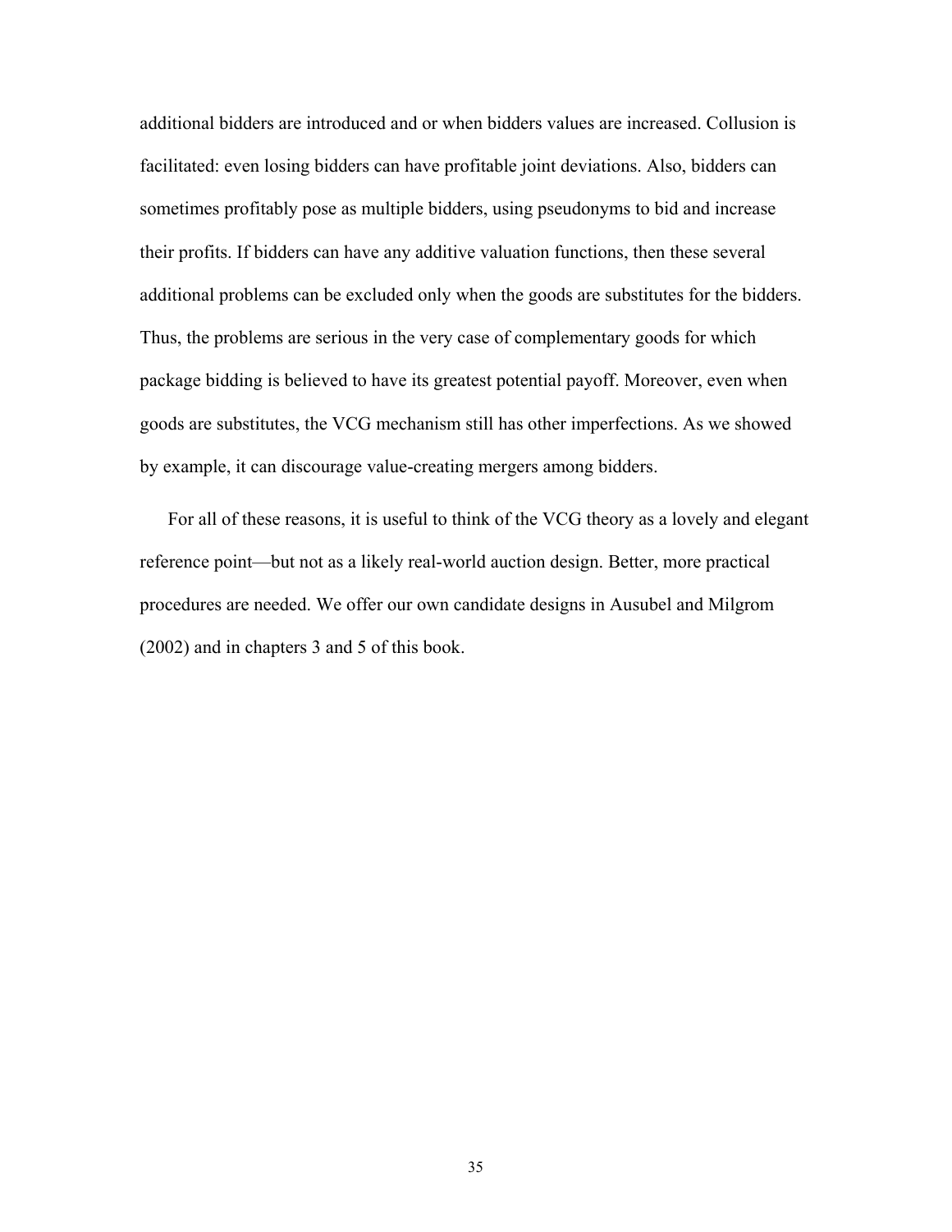additional bidders are introduced and or when bidders values are increased. Collusion is facilitated: even losing bidders can have profitable joint deviations. Also, bidders can sometimes profitably pose as multiple bidders, using pseudonyms to bid and increase their profits. If bidders can have any additive valuation functions, then these several additional problems can be excluded only when the goods are substitutes for the bidders. Thus, the problems are serious in the very case of complementary goods for which package bidding is believed to have its greatest potential payoff. Moreover, even when goods are substitutes, the VCG mechanism still has other imperfections. As we showed by example, it can discourage value-creating mergers among bidders.

For all of these reasons, it is useful to think of the VCG theory as a lovely and elegant reference point—but not as a likely real-world auction design. Better, more practical procedures are needed. We offer our own candidate designs in Ausubel and Milgrom (2002) and in chapters 3 and 5 of this book.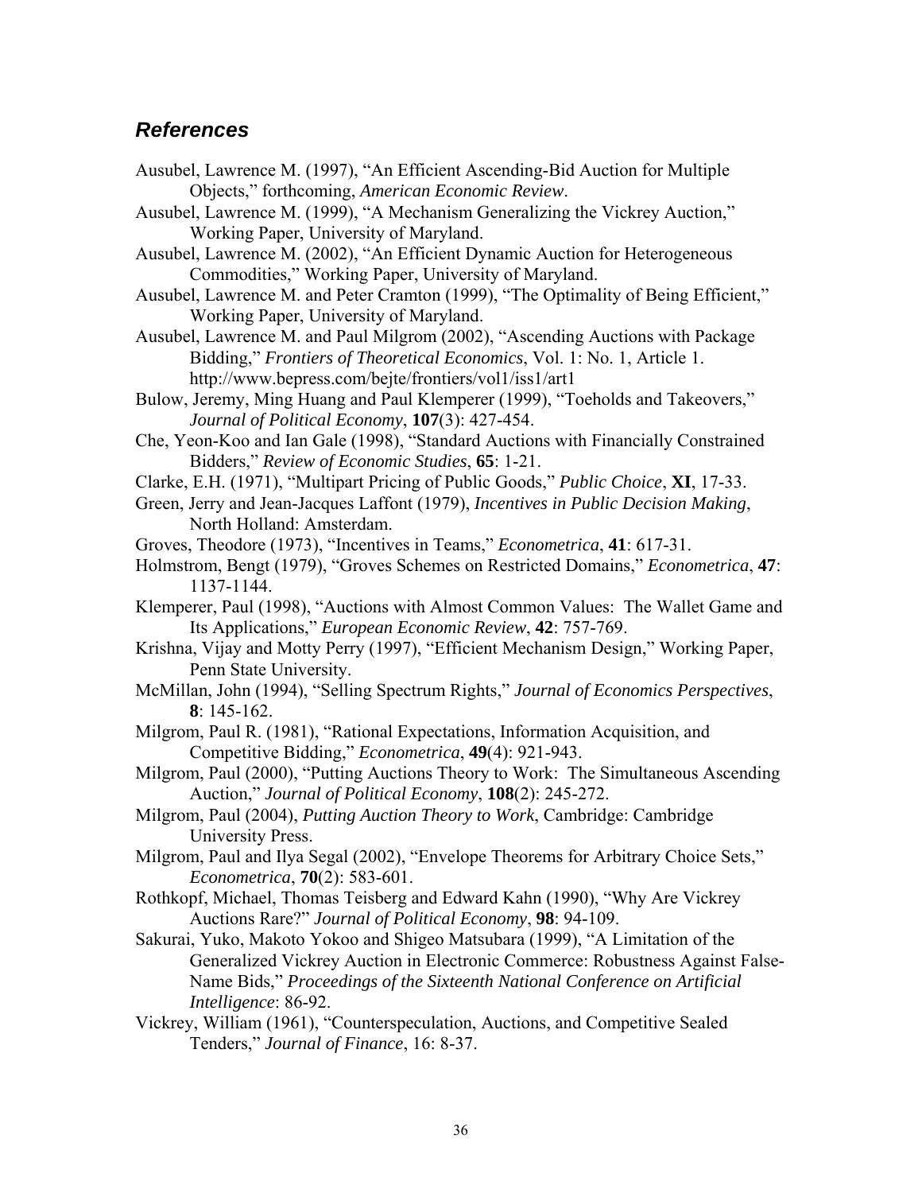## *References*

Ausubel, Lawrence M. (1997), "An Efficient Ascending-Bid Auction for Multiple Objects," forthcoming, *American Economic Review*.

Ausubel, Lawrence M. (1999), "A Mechanism Generalizing the Vickrey Auction," Working Paper, University of Maryland.

Ausubel, Lawrence M. (2002), "An Efficient Dynamic Auction for Heterogeneous Commodities," Working Paper, University of Maryland.

Ausubel, Lawrence M. and Peter Cramton (1999), "The Optimality of Being Efficient," Working Paper, University of Maryland.

Ausubel, Lawrence M. and Paul Milgrom (2002), "Ascending Auctions with Package Bidding," *Frontiers of Theoretical Economics*, Vol. 1: No. 1, Article 1. http://www.bepress.com/bejte/frontiers/vol1/iss1/art1

Bulow, Jeremy, Ming Huang and Paul Klemperer (1999), "Toeholds and Takeovers," *Journal of Political Economy*, **107**(3): 427-454.

Che, Yeon-Koo and Ian Gale (1998), "Standard Auctions with Financially Constrained Bidders," *Review of Economic Studies*, **65**: 1-21.

Clarke, E.H. (1971), "Multipart Pricing of Public Goods," *Public Choice*, **XI**, 17-33.

Green, Jerry and Jean-Jacques Laffont (1979), *Incentives in Public Decision Making*, North Holland: Amsterdam.

Groves, Theodore (1973), "Incentives in Teams," *Econometrica*, **41**: 617-31.

Holmstrom, Bengt (1979), "Groves Schemes on Restricted Domains," *Econometrica*, **47**: 1137-1144.

Klemperer, Paul (1998), "Auctions with Almost Common Values: The Wallet Game and Its Applications," *European Economic Review*, **42**: 757-769.

Krishna, Vijay and Motty Perry (1997), "Efficient Mechanism Design," Working Paper, Penn State University.

McMillan, John (1994), "Selling Spectrum Rights," *Journal of Economics Perspectives*, **8**: 145-162.

Milgrom, Paul R. (1981), "Rational Expectations, Information Acquisition, and Competitive Bidding," *Econometrica*, **49**(4): 921-943.

Milgrom, Paul (2000), "Putting Auctions Theory to Work: The Simultaneous Ascending Auction," *Journal of Political Economy*, **108**(2): 245-272.

Milgrom, Paul (2004), *Putting Auction Theory to Work*, Cambridge: Cambridge University Press.

Milgrom, Paul and Ilya Segal (2002), "Envelope Theorems for Arbitrary Choice Sets," *Econometrica*, **70**(2): 583-601.

Rothkopf, Michael, Thomas Teisberg and Edward Kahn (1990), "Why Are Vickrey Auctions Rare?" *Journal of Political Economy*, **98**: 94-109.

Sakurai, Yuko, Makoto Yokoo and Shigeo Matsubara (1999), "A Limitation of the Generalized Vickrey Auction in Electronic Commerce: Robustness Against False-Name Bids," *Proceedings of the Sixteenth National Conference on Artificial Intelligence*: 86-92.

Vickrey, William (1961), "Counterspeculation, Auctions, and Competitive Sealed Tenders," *Journal of Finance*, 16: 8-37.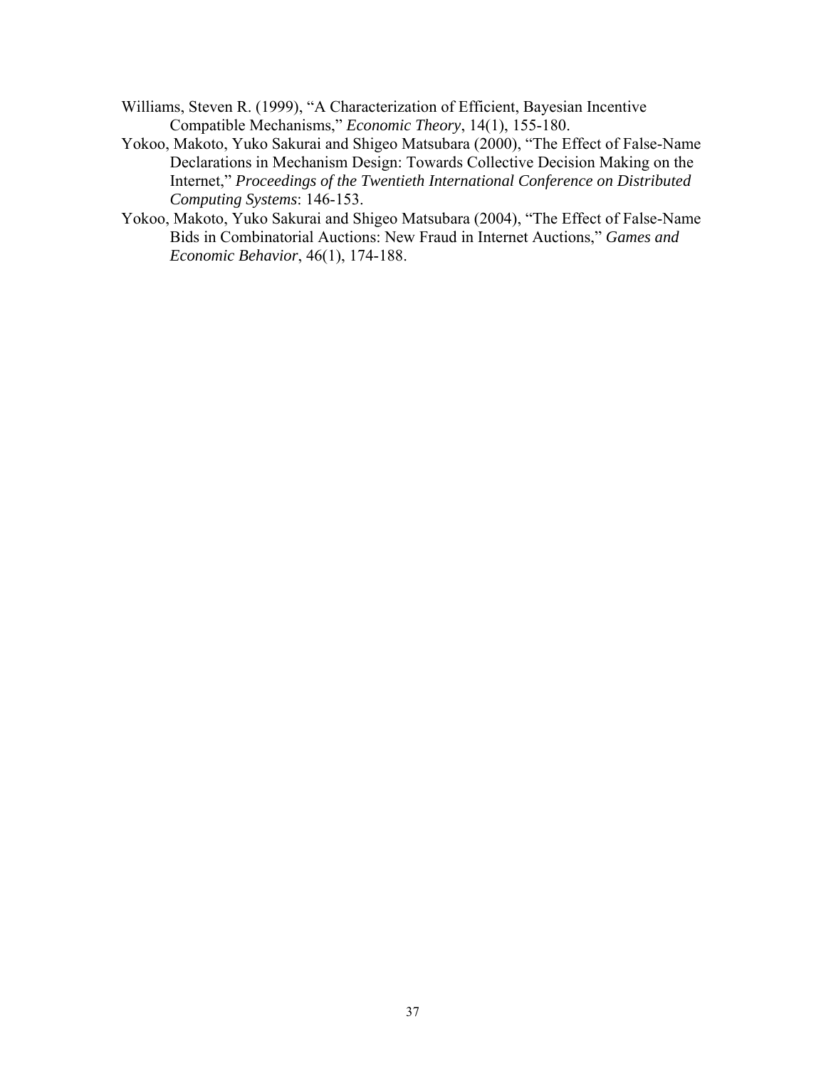Williams, Steven R. (1999), "A Characterization of Efficient, Bayesian Incentive Compatible Mechanisms," *Economic Theory*, 14(1), 155-180.

Yokoo, Makoto, Yuko Sakurai and Shigeo Matsubara (2000), "The Effect of False-Name Declarations in Mechanism Design: Towards Collective Decision Making on the Internet," *Proceedings of the Twentieth International Conference on Distributed Computing Systems*: 146-153.

Yokoo, Makoto, Yuko Sakurai and Shigeo Matsubara (2004), "The Effect of False-Name Bids in Combinatorial Auctions: New Fraud in Internet Auctions," *Games and Economic Behavior*, 46(1), 174-188.